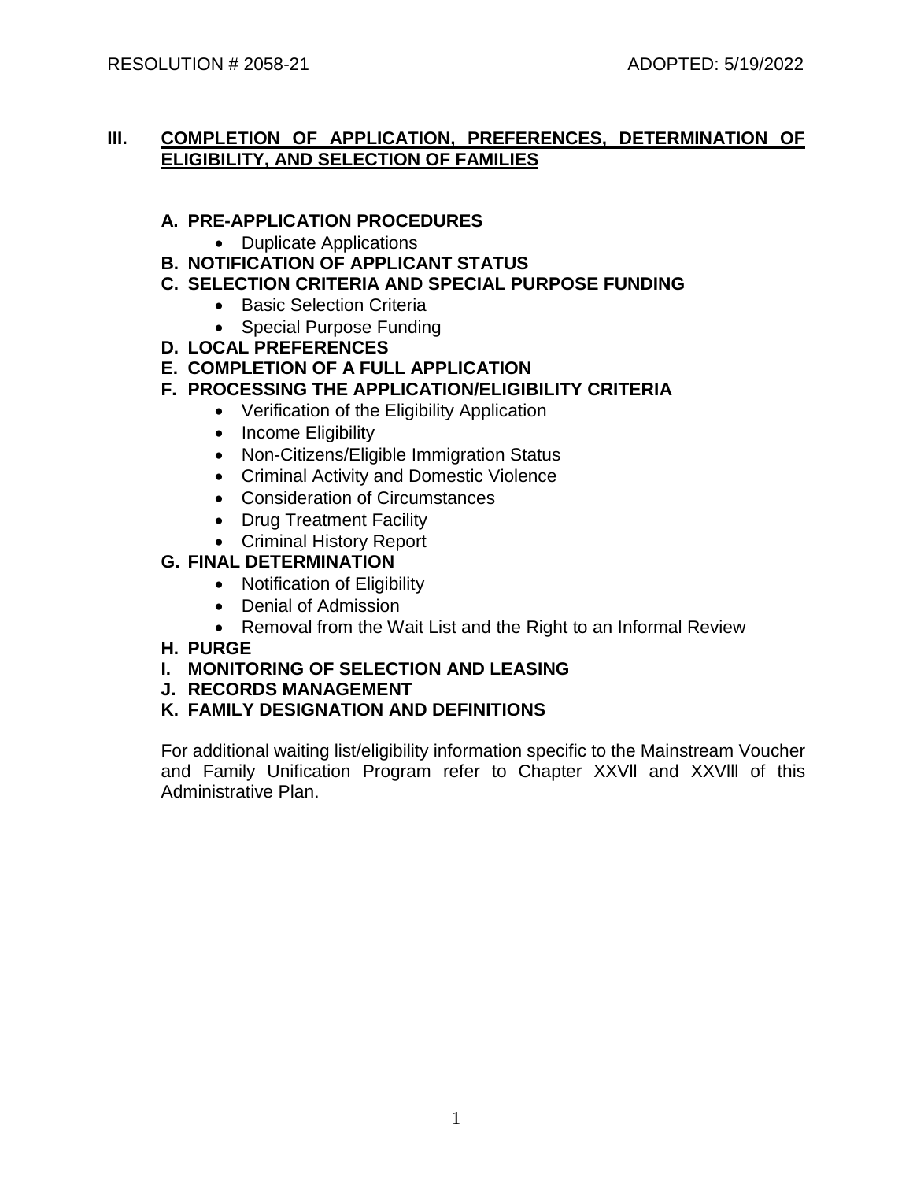# III. COMPLETION OF APPLICATION, PREFERENCES, DETERMINATION OF ELIGIBILITY, AND SELECTION OF FAMILIES

**A. PRE-APPLICATION PROCEDURES**
- Duplicate Applications

**B. NOTIFICATION OF APPLICANT STATUS**

**C. SELECTION CRITERIA AND SPECIAL PURPOSE FUNDING**
- Basic Selection Criteria
- Special Purpose Funding

**D. LOCAL PREFERENCES**

**E. COMPLETION OF A FULL APPLICATION**

**F. PROCESSING THE APPLICATION/ELIGIBILITY CRITERIA**
- Verification of the Eligibility Application
- Income Eligibility
- Non-Citizens/Eligible Immigration Status
- Criminal Activity and Domestic Violence
- Consideration of Circumstances
- Drug Treatment Facility
- Criminal History Report

**G. FINAL DETERMINATION**
- Notification of Eligibility
- Denial of Admission
- Removal from the Wait List and the Right to an Informal Review

**H. PURGE**

**I. MONITORING OF SELECTION AND LEASING**

**J. RECORDS MANAGEMENT**

**K. FAMILY DESIGNATION AND DEFINITIONS**

For additional waiting list/eligibility information specific to the Mainstream Voucher and Family Unification Program refer to Chapter XXVll and XXVlll of this Administrative Plan.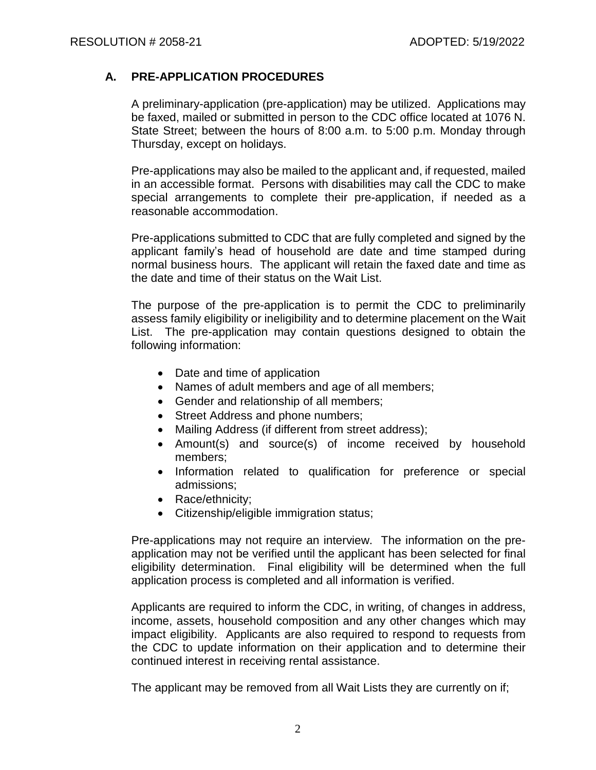## A. PRE-APPLICATION PROCEDURES

A preliminary-application (pre-application) may be utilized. Applications may be faxed, mailed or submitted in person to the CDC office located at 1076 N. State Street; between the hours of 8:00 a.m. to 5:00 p.m. Monday through Thursday, except on holidays.

Pre-applications may also be mailed to the applicant and, if requested, mailed in an accessible format. Persons with disabilities may call the CDC to make special arrangements to complete their pre-application, if needed as a reasonable accommodation.

Pre-applications submitted to CDC that are fully completed and signed by the applicant family's head of household are date and time stamped during normal business hours. The applicant will retain the faxed date and time as the date and time of their status on the Wait List.

The purpose of the pre-application is to permit the CDC to preliminarily assess family eligibility or ineligibility and to determine placement on the Wait List. The pre-application may contain questions designed to obtain the following information:

- Date and time of application
- Names of adult members and age of all members;
- Gender and relationship of all members;
- Street Address and phone numbers;
- Mailing Address (if different from street address);
- Amount(s) and source(s) of income received by household members;
- Information related to qualification for preference or special admissions;
- Race/ethnicity;
- Citizenship/eligible immigration status;

Pre-applications may not require an interview. The information on the pre-application may not be verified until the applicant has been selected for final eligibility determination. Final eligibility will be determined when the full application process is completed and all information is verified.

Applicants are required to inform the CDC, in writing, of changes in address, income, assets, household composition and any other changes which may impact eligibility. Applicants are also required to respond to requests from the CDC to update information on their application and to determine their continued interest in receiving rental assistance.

The applicant may be removed from all Wait Lists they are currently on if;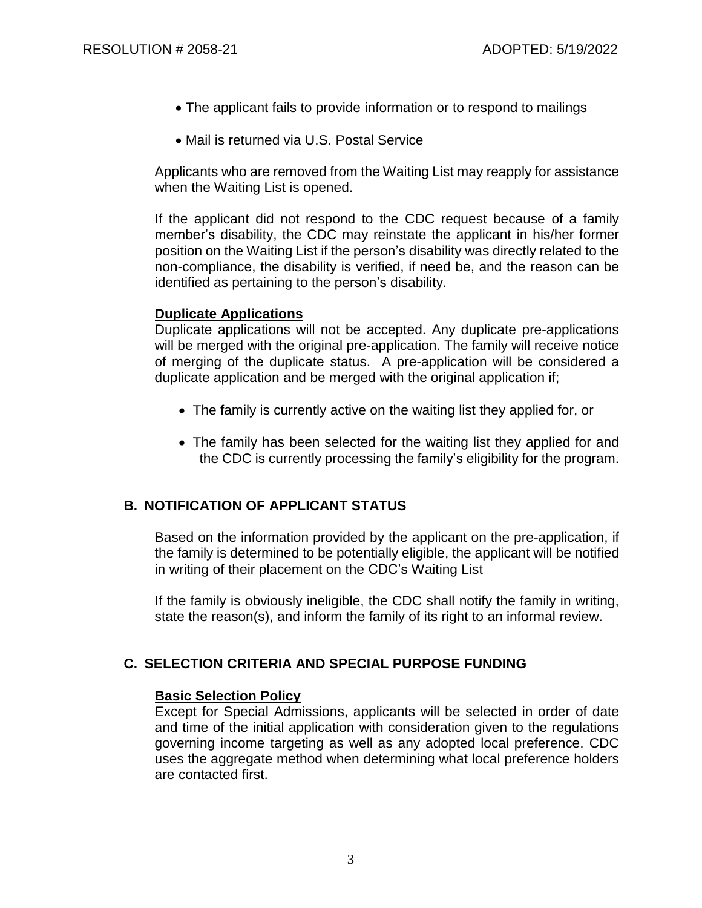- The applicant fails to provide information or to respond to mailings
- Mail is returned via U.S. Postal Service

Applicants who are removed from the Waiting List may reapply for assistance when the Waiting List is opened.

If the applicant did not respond to the CDC request because of a family member's disability, the CDC may reinstate the applicant in his/her former position on the Waiting List if the person's disability was directly related to the non-compliance, the disability is verified, if need be, and the reason can be identified as pertaining to the person's disability.

**Duplicate Applications**

Duplicate applications will not be accepted. Any duplicate pre-applications will be merged with the original pre-application. The family will receive notice of merging of the duplicate status. A pre-application will be considered a duplicate application and be merged with the original application if;

- The family is currently active on the waiting list they applied for, or
- The family has been selected for the waiting list they applied for and the CDC is currently processing the family's eligibility for the program.

## B. NOTIFICATION OF APPLICANT STATUS

Based on the information provided by the applicant on the pre-application, if the family is determined to be potentially eligible, the applicant will be notified in writing of their placement on the CDC's Waiting List

If the family is obviously ineligible, the CDC shall notify the family in writing, state the reason(s), and inform the family of its right to an informal review.

## C. SELECTION CRITERIA AND SPECIAL PURPOSE FUNDING

**Basic Selection Policy**

Except for Special Admissions, applicants will be selected in order of date and time of the initial application with consideration given to the regulations governing income targeting as well as any adopted local preference. CDC uses the aggregate method when determining what local preference holders are contacted first.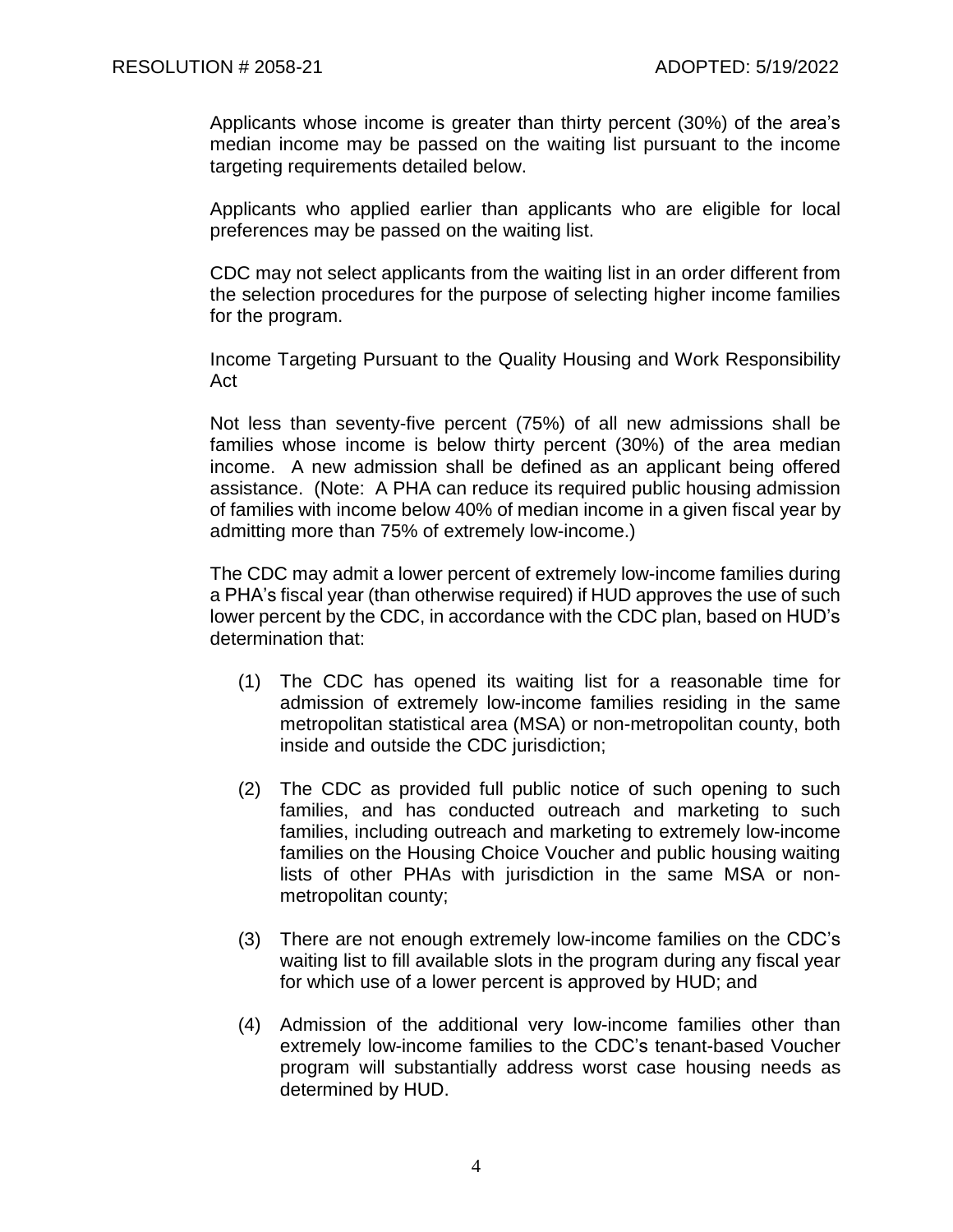Applicants whose income is greater than thirty percent (30%) of the area's median income may be passed on the waiting list pursuant to the income targeting requirements detailed below.

Applicants who applied earlier than applicants who are eligible for local preferences may be passed on the waiting list.

CDC may not select applicants from the waiting list in an order different from the selection procedures for the purpose of selecting higher income families for the program.

Income Targeting Pursuant to the Quality Housing and Work Responsibility Act

Not less than seventy-five percent (75%) of all new admissions shall be families whose income is below thirty percent (30%) of the area median income. A new admission shall be defined as an applicant being offered assistance. (Note: A PHA can reduce its required public housing admission of families with income below 40% of median income in a given fiscal year by admitting more than 75% of extremely low-income.)

The CDC may admit a lower percent of extremely low-income families during a PHA's fiscal year (than otherwise required) if HUD approves the use of such lower percent by the CDC, in accordance with the CDC plan, based on HUD's determination that:

(1) The CDC has opened its waiting list for a reasonable time for admission of extremely low-income families residing in the same metropolitan statistical area (MSA) or non-metropolitan county, both inside and outside the CDC jurisdiction;

(2) The CDC as provided full public notice of such opening to such families, and has conducted outreach and marketing to such families, including outreach and marketing to extremely low-income families on the Housing Choice Voucher and public housing waiting lists of other PHAs with jurisdiction in the same MSA or non-metropolitan county;

(3) There are not enough extremely low-income families on the CDC's waiting list to fill available slots in the program during any fiscal year for which use of a lower percent is approved by HUD; and

(4) Admission of the additional very low-income families other than extremely low-income families to the CDC's tenant-based Voucher program will substantially address worst case housing needs as determined by HUD.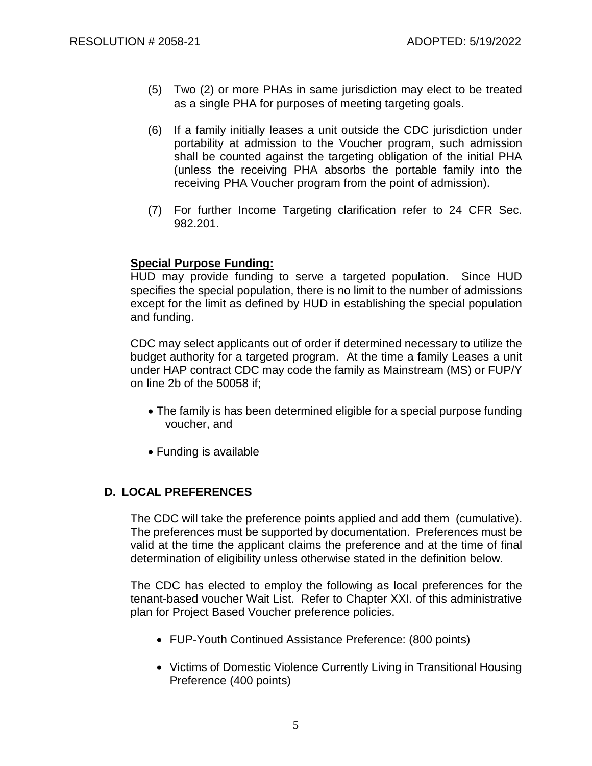(5) Two (2) or more PHAs in same jurisdiction may elect to be treated as a single PHA for purposes of meeting targeting goals.

(6) If a family initially leases a unit outside the CDC jurisdiction under portability at admission to the Voucher program, such admission shall be counted against the targeting obligation of the initial PHA (unless the receiving PHA absorbs the portable family into the receiving PHA Voucher program from the point of admission).

(7) For further Income Targeting clarification refer to 24 CFR Sec. 982.201.

**Special Purpose Funding:**
HUD may provide funding to serve a targeted population. Since HUD specifies the special population, there is no limit to the number of admissions except for the limit as defined by HUD in establishing the special population and funding.

CDC may select applicants out of order if determined necessary to utilize the budget authority for a targeted program. At the time a family Leases a unit under HAP contract CDC may code the family as Mainstream (MS) or FUP/Y on line 2b of the 50058 if;

- The family is has been determined eligible for a special purpose funding voucher, and
- Funding is available

## D. LOCAL PREFERENCES

The CDC will take the preference points applied and add them (cumulative). The preferences must be supported by documentation. Preferences must be valid at the time the applicant claims the preference and at the time of final determination of eligibility unless otherwise stated in the definition below.

The CDC has elected to employ the following as local preferences for the tenant-based voucher Wait List. Refer to Chapter XXI. of this administrative plan for Project Based Voucher preference policies.

- FUP-Youth Continued Assistance Preference: (800 points)
- Victims of Domestic Violence Currently Living in Transitional Housing Preference (400 points)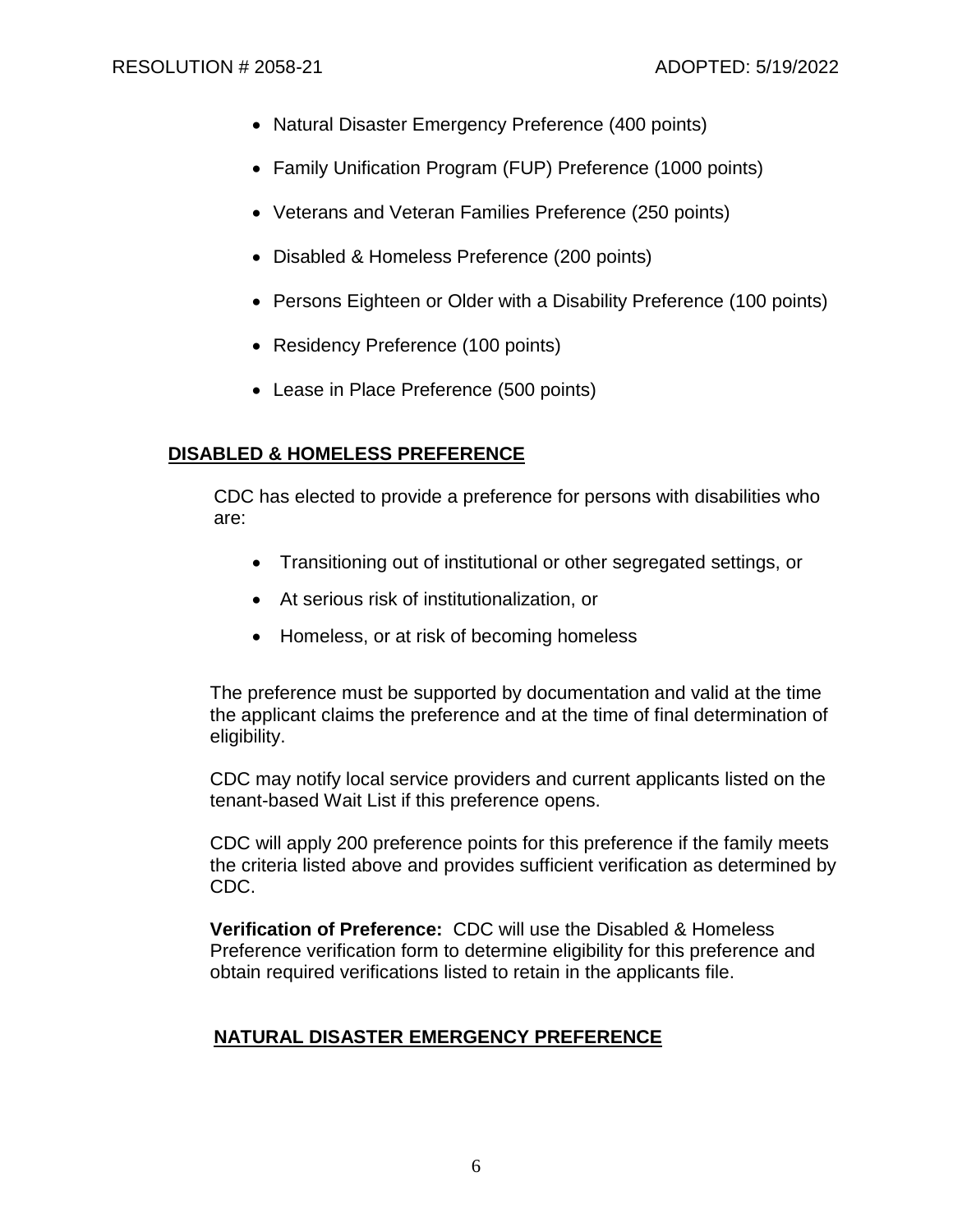- Natural Disaster Emergency Preference (400 points)
- Family Unification Program (FUP) Preference (1000 points)
- Veterans and Veteran Families Preference (250 points)
- Disabled & Homeless Preference (200 points)
- Persons Eighteen or Older with a Disability Preference (100 points)
- Residency Preference (100 points)
- Lease in Place Preference (500 points)

## DISABLED & HOMELESS PREFERENCE

CDC has elected to provide a preference for persons with disabilities who are:

- Transitioning out of institutional or other segregated settings, or
- At serious risk of institutionalization, or
- Homeless, or at risk of becoming homeless

The preference must be supported by documentation and valid at the time the applicant claims the preference and at the time of final determination of eligibility.

CDC may notify local service providers and current applicants listed on the tenant-based Wait List if this preference opens.

CDC will apply 200 preference points for this preference if the family meets the criteria listed above and provides sufficient verification as determined by CDC.

**Verification of Preference:** CDC will use the Disabled & Homeless Preference verification form to determine eligibility for this preference and obtain required verifications listed to retain in the applicants file.

## NATURAL DISASTER EMERGENCY PREFERENCE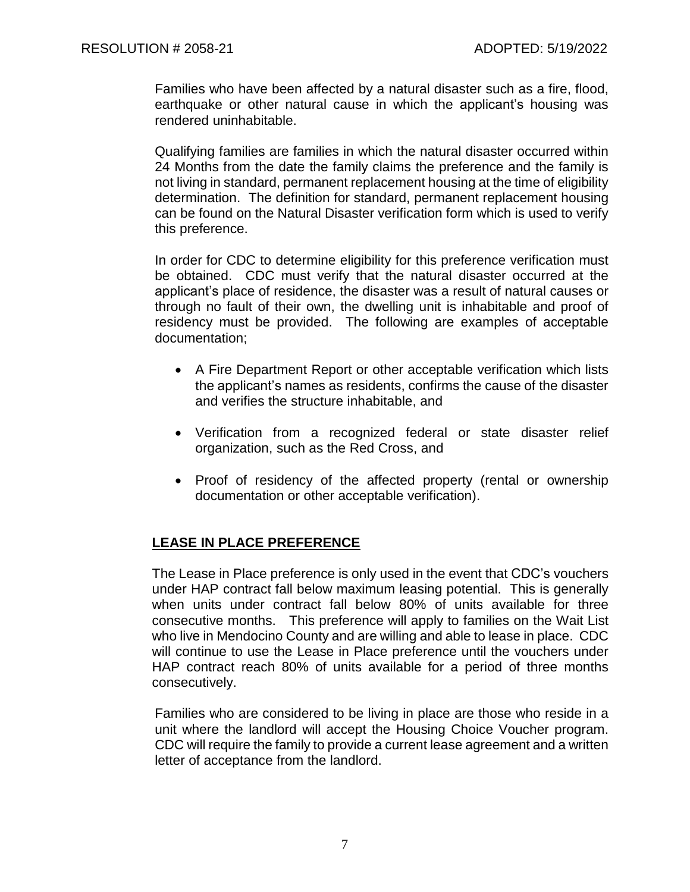Families who have been affected by a natural disaster such as a fire, flood, earthquake or other natural cause in which the applicant's housing was rendered uninhabitable.

Qualifying families are families in which the natural disaster occurred within 24 Months from the date the family claims the preference and the family is not living in standard, permanent replacement housing at the time of eligibility determination. The definition for standard, permanent replacement housing can be found on the Natural Disaster verification form which is used to verify this preference.

In order for CDC to determine eligibility for this preference verification must be obtained. CDC must verify that the natural disaster occurred at the applicant's place of residence, the disaster was a result of natural causes or through no fault of their own, the dwelling unit is inhabitable and proof of residency must be provided. The following are examples of acceptable documentation;

- A Fire Department Report or other acceptable verification which lists the applicant's names as residents, confirms the cause of the disaster and verifies the structure inhabitable, and
- Verification from a recognized federal or state disaster relief organization, such as the Red Cross, and
- Proof of residency of the affected property (rental or ownership documentation or other acceptable verification).

## LEASE IN PLACE PREFERENCE

The Lease in Place preference is only used in the event that CDC's vouchers under HAP contract fall below maximum leasing potential. This is generally when units under contract fall below 80% of units available for three consecutive months. This preference will apply to families on the Wait List who live in Mendocino County and are willing and able to lease in place. CDC will continue to use the Lease in Place preference until the vouchers under HAP contract reach 80% of units available for a period of three months consecutively.

Families who are considered to be living in place are those who reside in a unit where the landlord will accept the Housing Choice Voucher program. CDC will require the family to provide a current lease agreement and a written letter of acceptance from the landlord.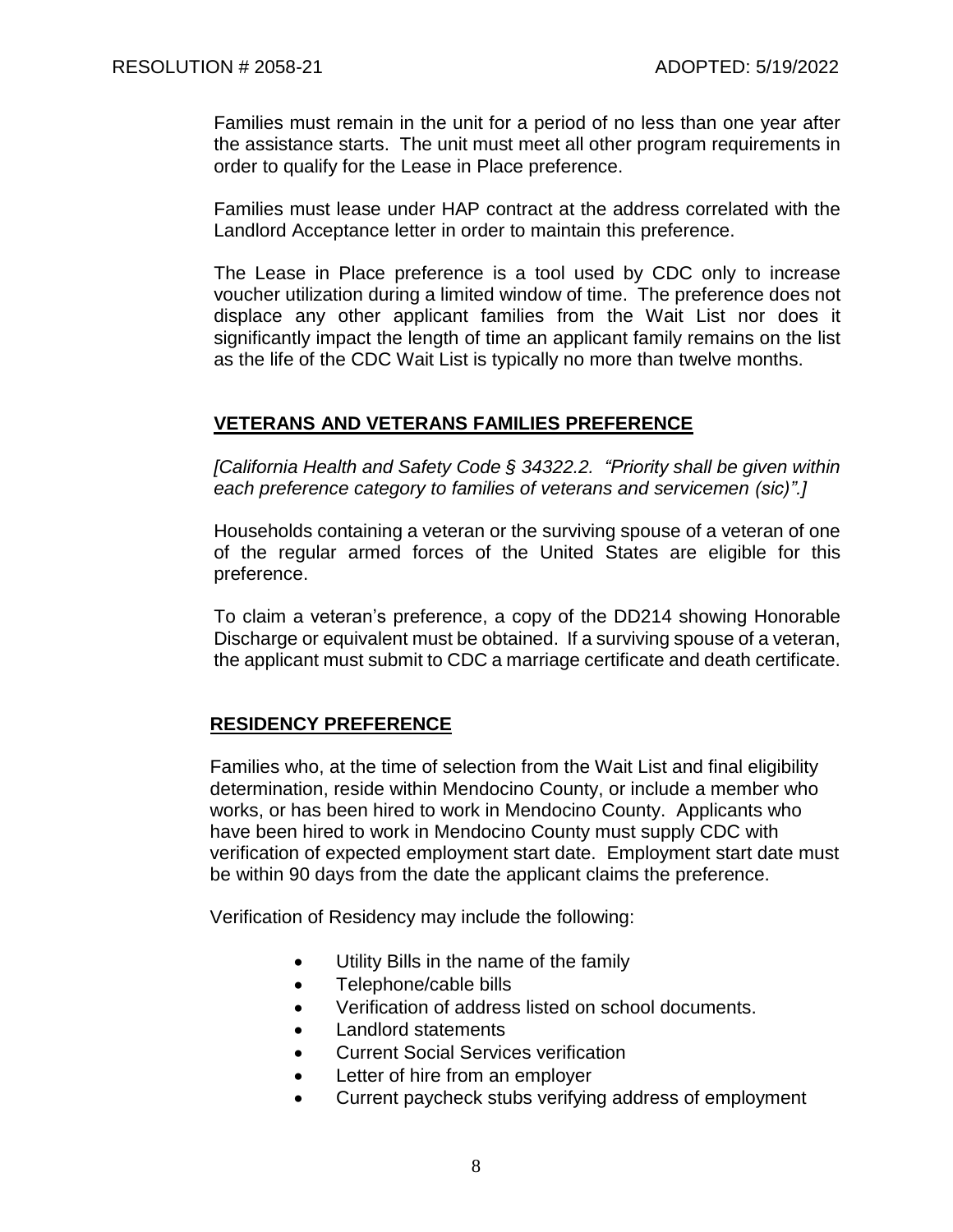Families must remain in the unit for a period of no less than one year after the assistance starts. The unit must meet all other program requirements in order to qualify for the Lease in Place preference.

Families must lease under HAP contract at the address correlated with the Landlord Acceptance letter in order to maintain this preference.

The Lease in Place preference is a tool used by CDC only to increase voucher utilization during a limited window of time. The preference does not displace any other applicant families from the Wait List nor does it significantly impact the length of time an applicant family remains on the list as the life of the CDC Wait List is typically no more than twelve months.

## VETERANS AND VETERANS FAMILIES PREFERENCE

*[California Health and Safety Code § 34322.2. "Priority shall be given within each preference category to families of veterans and servicemen (sic)".]*

Households containing a veteran or the surviving spouse of a veteran of one of the regular armed forces of the United States are eligible for this preference.

To claim a veteran's preference, a copy of the DD214 showing Honorable Discharge or equivalent must be obtained. If a surviving spouse of a veteran, the applicant must submit to CDC a marriage certificate and death certificate.

## RESIDENCY PREFERENCE

Families who, at the time of selection from the Wait List and final eligibility determination, reside within Mendocino County, or include a member who works, or has been hired to work in Mendocino County. Applicants who have been hired to work in Mendocino County must supply CDC with verification of expected employment start date. Employment start date must be within 90 days from the date the applicant claims the preference.

Verification of Residency may include the following:

- Utility Bills in the name of the family
- Telephone/cable bills
- Verification of address listed on school documents.
- Landlord statements
- Current Social Services verification
- Letter of hire from an employer
- Current paycheck stubs verifying address of employment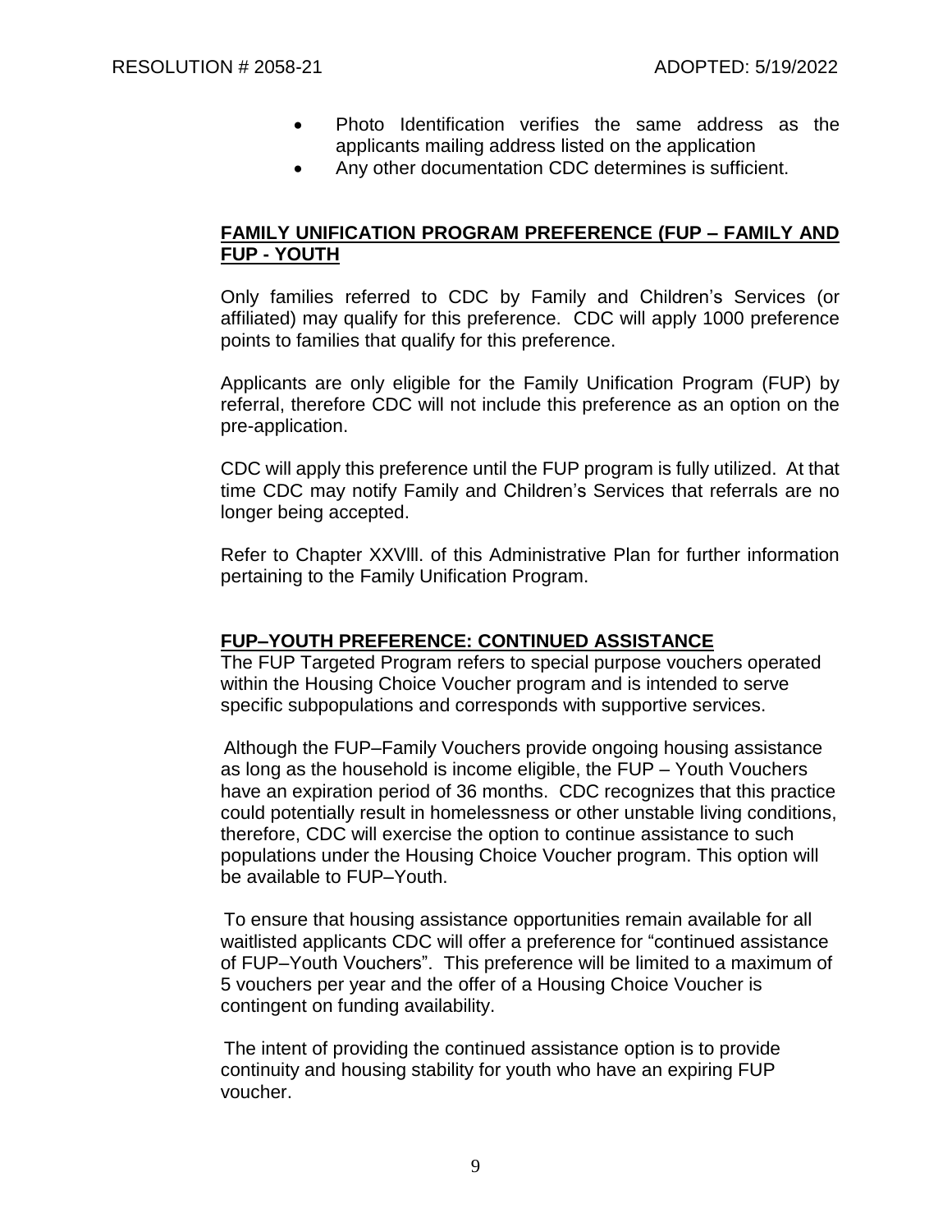- Photo Identification verifies the same address as the applicants mailing address listed on the application
- Any other documentation CDC determines is sufficient.

**FAMILY UNIFICATION PROGRAM PREFERENCE (FUP – FAMILY AND FUP - YOUTH**

Only families referred to CDC by Family and Children's Services (or affiliated) may qualify for this preference. CDC will apply 1000 preference points to families that qualify for this preference.

Applicants are only eligible for the Family Unification Program (FUP) by referral, therefore CDC will not include this preference as an option on the pre-application.

CDC will apply this preference until the FUP program is fully utilized. At that time CDC may notify Family and Children's Services that referrals are no longer being accepted.

Refer to Chapter XXVlll. of this Administrative Plan for further information pertaining to the Family Unification Program.

**FUP–YOUTH PREFERENCE: CONTINUED ASSISTANCE**

The FUP Targeted Program refers to special purpose vouchers operated within the Housing Choice Voucher program and is intended to serve specific subpopulations and corresponds with supportive services.

Although the FUP–Family Vouchers provide ongoing housing assistance as long as the household is income eligible, the FUP – Youth Vouchers have an expiration period of 36 months. CDC recognizes that this practice could potentially result in homelessness or other unstable living conditions, therefore, CDC will exercise the option to continue assistance to such populations under the Housing Choice Voucher program. This option will be available to FUP–Youth.

To ensure that housing assistance opportunities remain available for all waitlisted applicants CDC will offer a preference for "continued assistance of FUP–Youth Vouchers". This preference will be limited to a maximum of 5 vouchers per year and the offer of a Housing Choice Voucher is contingent on funding availability.

The intent of providing the continued assistance option is to provide continuity and housing stability for youth who have an expiring FUP voucher.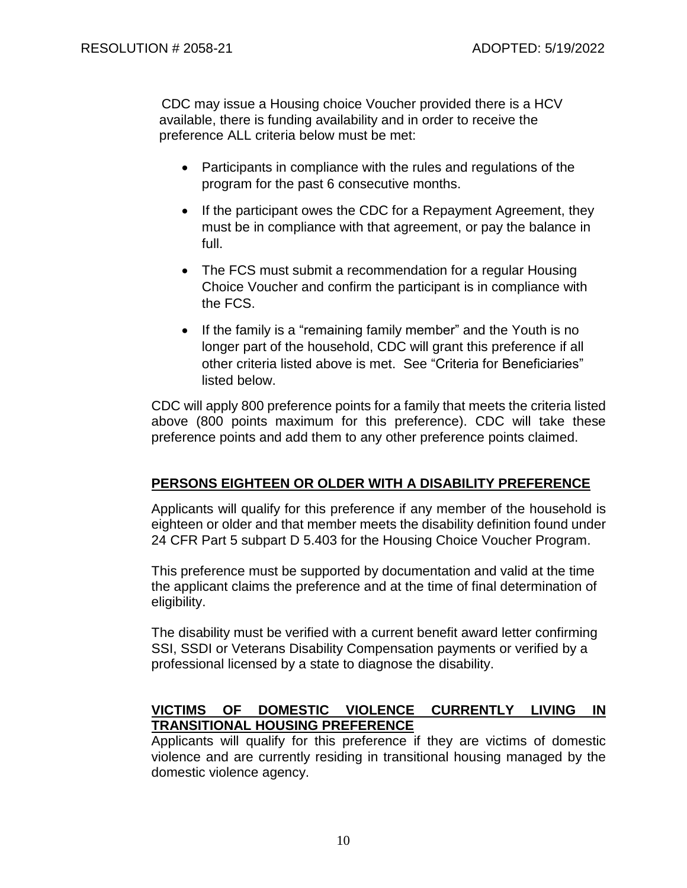CDC may issue a Housing choice Voucher provided there is a HCV available, there is funding availability and in order to receive the preference ALL criteria below must be met:

- Participants in compliance with the rules and regulations of the program for the past 6 consecutive months.
- If the participant owes the CDC for a Repayment Agreement, they must be in compliance with that agreement, or pay the balance in full.
- The FCS must submit a recommendation for a regular Housing Choice Voucher and confirm the participant is in compliance with the FCS.
- If the family is a "remaining family member" and the Youth is no longer part of the household, CDC will grant this preference if all other criteria listed above is met. See "Criteria for Beneficiaries" listed below.

CDC will apply 800 preference points for a family that meets the criteria listed above (800 points maximum for this preference). CDC will take these preference points and add them to any other preference points claimed.

## PERSONS EIGHTEEN OR OLDER WITH A DISABILITY PREFERENCE

Applicants will qualify for this preference if any member of the household is eighteen or older and that member meets the disability definition found under 24 CFR Part 5 subpart D 5.403 for the Housing Choice Voucher Program.

This preference must be supported by documentation and valid at the time the applicant claims the preference and at the time of final determination of eligibility.

The disability must be verified with a current benefit award letter confirming SSI, SSDI or Veterans Disability Compensation payments or verified by a professional licensed by a state to diagnose the disability.

## VICTIMS OF DOMESTIC VIOLENCE CURRENTLY LIVING IN TRANSITIONAL HOUSING PREFERENCE

Applicants will qualify for this preference if they are victims of domestic violence and are currently residing in transitional housing managed by the domestic violence agency.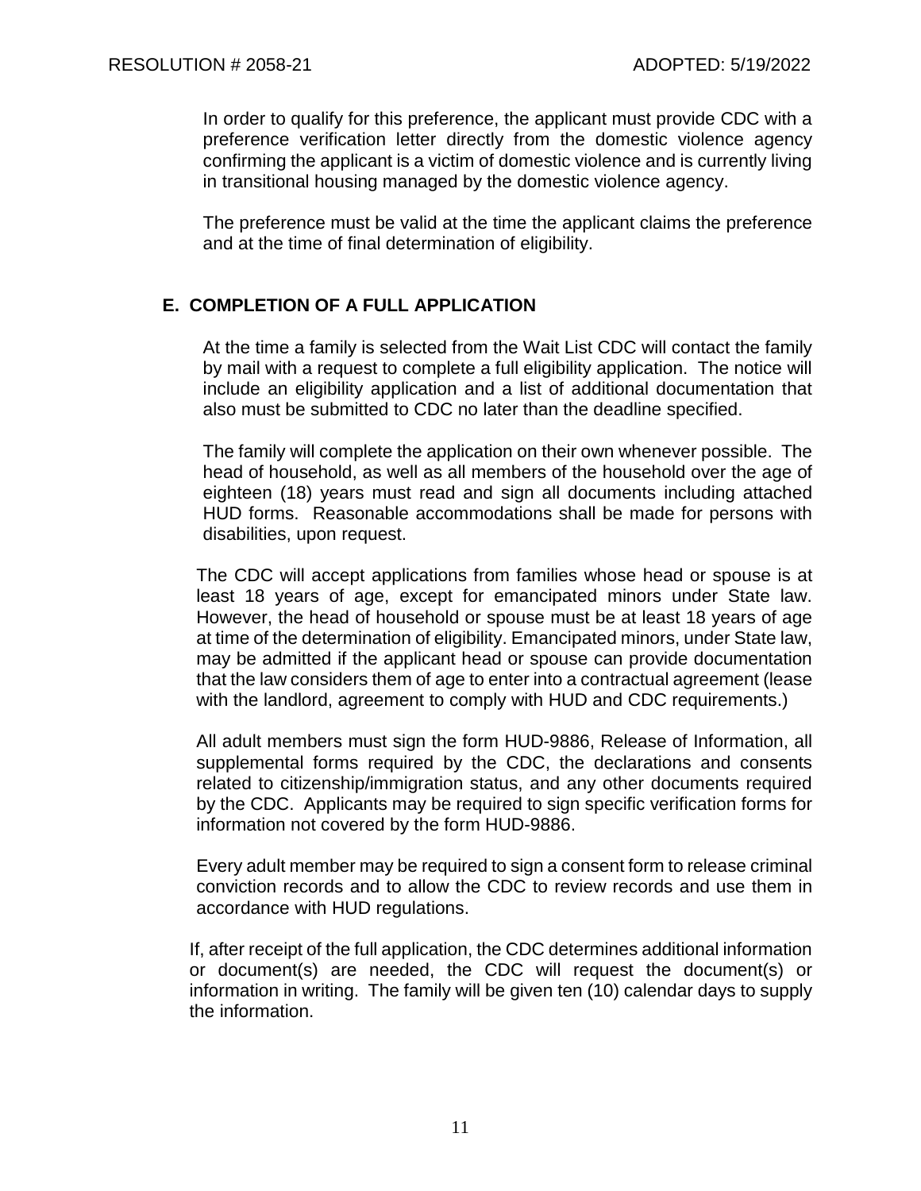In order to qualify for this preference, the applicant must provide CDC with a preference verification letter directly from the domestic violence agency confirming the applicant is a victim of domestic violence and is currently living in transitional housing managed by the domestic violence agency.

The preference must be valid at the time the applicant claims the preference and at the time of final determination of eligibility.

## E. COMPLETION OF A FULL APPLICATION

At the time a family is selected from the Wait List CDC will contact the family by mail with a request to complete a full eligibility application. The notice will include an eligibility application and a list of additional documentation that also must be submitted to CDC no later than the deadline specified.

The family will complete the application on their own whenever possible. The head of household, as well as all members of the household over the age of eighteen (18) years must read and sign all documents including attached HUD forms. Reasonable accommodations shall be made for persons with disabilities, upon request.

The CDC will accept applications from families whose head or spouse is at least 18 years of age, except for emancipated minors under State law. However, the head of household or spouse must be at least 18 years of age at time of the determination of eligibility. Emancipated minors, under State law, may be admitted if the applicant head or spouse can provide documentation that the law considers them of age to enter into a contractual agreement (lease with the landlord, agreement to comply with HUD and CDC requirements.)

All adult members must sign the form HUD-9886, Release of Information, all supplemental forms required by the CDC, the declarations and consents related to citizenship/immigration status, and any other documents required by the CDC. Applicants may be required to sign specific verification forms for information not covered by the form HUD-9886.

Every adult member may be required to sign a consent form to release criminal conviction records and to allow the CDC to review records and use them in accordance with HUD regulations.

If, after receipt of the full application, the CDC determines additional information or document(s) are needed, the CDC will request the document(s) or information in writing. The family will be given ten (10) calendar days to supply the information.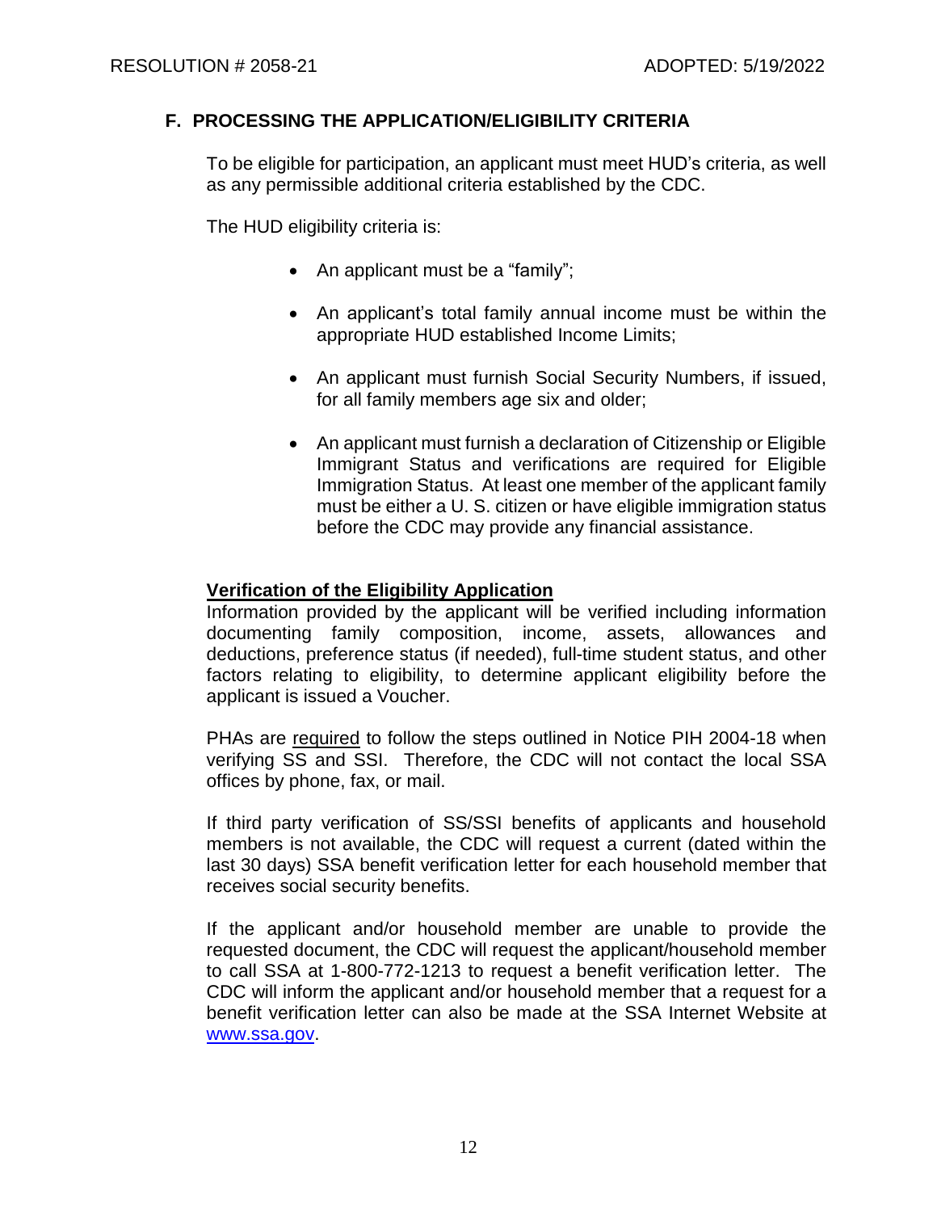## F. PROCESSING THE APPLICATION/ELIGIBILITY CRITERIA

To be eligible for participation, an applicant must meet HUD's criteria, as well as any permissible additional criteria established by the CDC.

The HUD eligibility criteria is:

- An applicant must be a "family";
- An applicant's total family annual income must be within the appropriate HUD established Income Limits;
- An applicant must furnish Social Security Numbers, if issued, for all family members age six and older;
- An applicant must furnish a declaration of Citizenship or Eligible Immigrant Status and verifications are required for Eligible Immigration Status. At least one member of the applicant family must be either a U. S. citizen or have eligible immigration status before the CDC may provide any financial assistance.

**Verification of the Eligibility Application**

Information provided by the applicant will be verified including information documenting family composition, income, assets, allowances and deductions, preference status (if needed), full-time student status, and other factors relating to eligibility, to determine applicant eligibility before the applicant is issued a Voucher.

PHAs are required to follow the steps outlined in Notice PIH 2004-18 when verifying SS and SSI. Therefore, the CDC will not contact the local SSA offices by phone, fax, or mail.

If third party verification of SS/SSI benefits of applicants and household members is not available, the CDC will request a current (dated within the last 30 days) SSA benefit verification letter for each household member that receives social security benefits.

If the applicant and/or household member are unable to provide the requested document, the CDC will request the applicant/household member to call SSA at 1-800-772-1213 to request a benefit verification letter. The CDC will inform the applicant and/or household member that a request for a benefit verification letter can also be made at the SSA Internet Website at www.ssa.gov.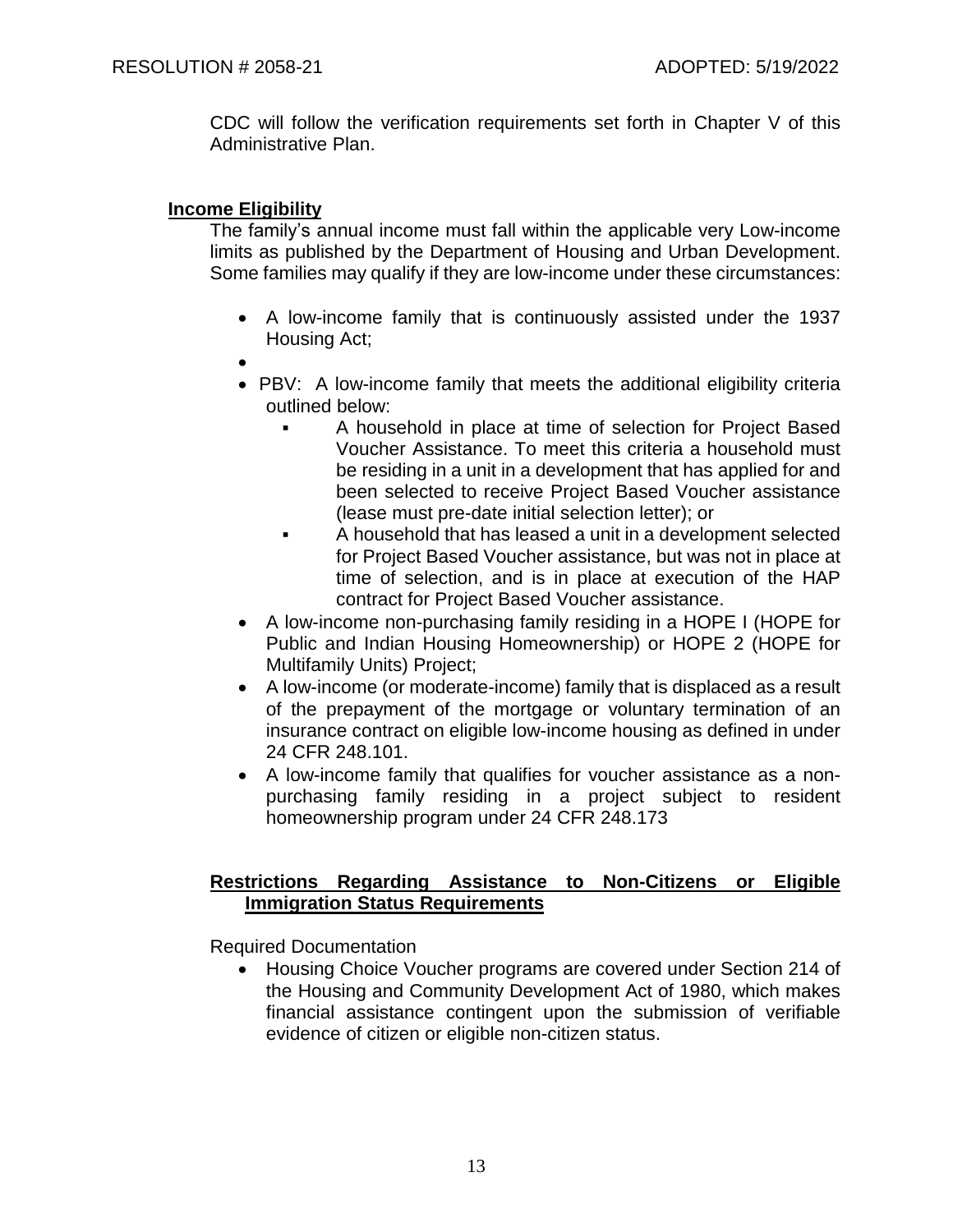CDC will follow the verification requirements set forth in Chapter V of this Administrative Plan.

**Income Eligibility**

The family's annual income must fall within the applicable very Low-income limits as published by the Department of Housing and Urban Development. Some families may qualify if they are low-income under these circumstances:

- A low-income family that is continuously assisted under the 1937 Housing Act;
- 
- PBV: A low-income family that meets the additional eligibility criteria outlined below:
  - A household in place at time of selection for Project Based Voucher Assistance. To meet this criteria a household must be residing in a unit in a development that has applied for and been selected to receive Project Based Voucher assistance (lease must pre-date initial selection letter); or
  - A household that has leased a unit in a development selected for Project Based Voucher assistance, but was not in place at time of selection, and is in place at execution of the HAP contract for Project Based Voucher assistance.
- A low-income non-purchasing family residing in a HOPE I (HOPE for Public and Indian Housing Homeownership) or HOPE 2 (HOPE for Multifamily Units) Project;
- A low-income (or moderate-income) family that is displaced as a result of the prepayment of the mortgage or voluntary termination of an insurance contract on eligible low-income housing as defined in under 24 CFR 248.101.
- A low-income family that qualifies for voucher assistance as a non-purchasing family residing in a project subject to resident homeownership program under 24 CFR 248.173

**Restrictions Regarding Assistance to Non-Citizens or Eligible Immigration Status Requirements**

Required Documentation

- Housing Choice Voucher programs are covered under Section 214 of the Housing and Community Development Act of 1980, which makes financial assistance contingent upon the submission of verifiable evidence of citizen or eligible non-citizen status.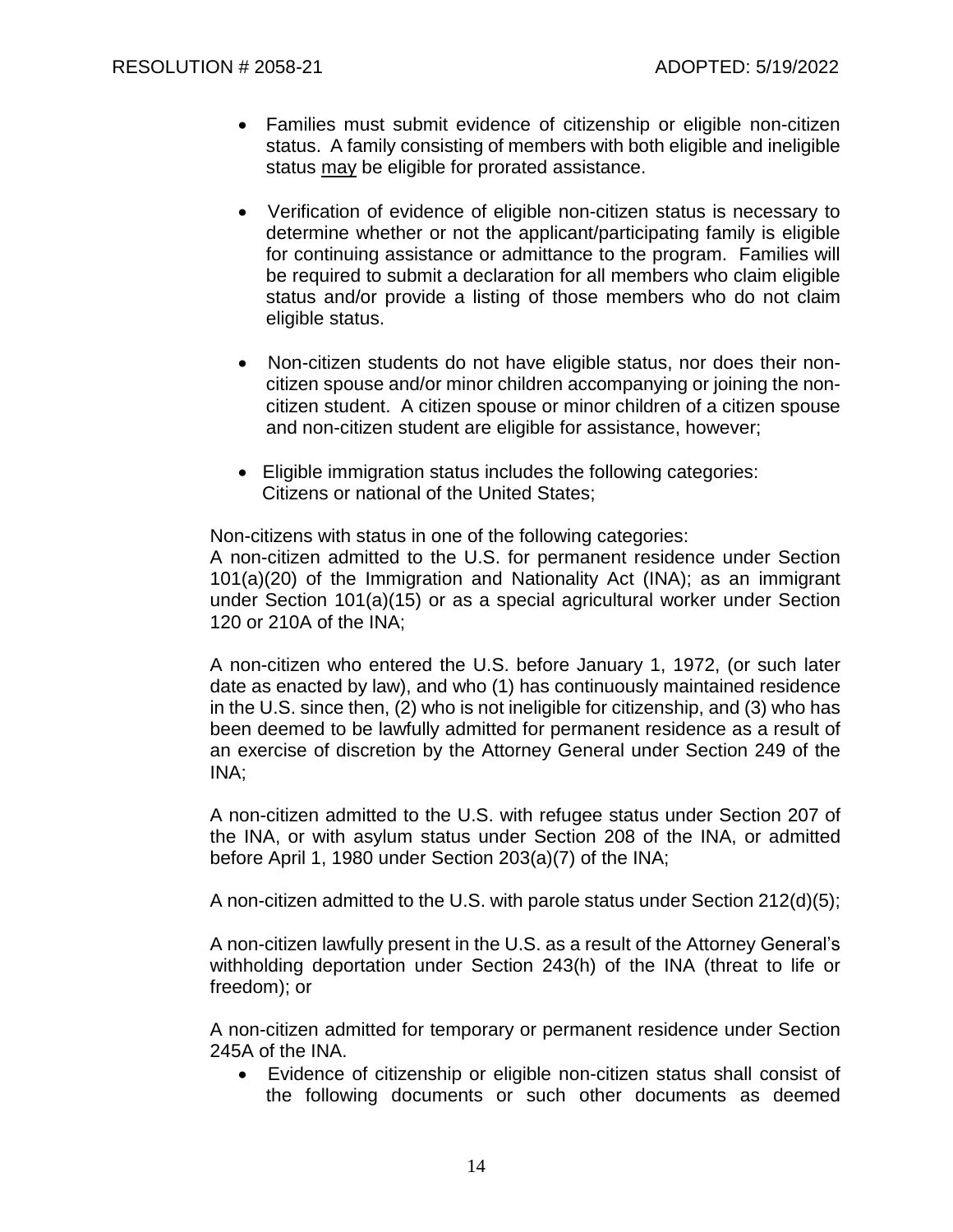- Families must submit evidence of citizenship or eligible non-citizen status. A family consisting of members with both eligible and ineligible status may be eligible for prorated assistance.

- Verification of evidence of eligible non-citizen status is necessary to determine whether or not the applicant/participating family is eligible for continuing assistance or admittance to the program. Families will be required to submit a declaration for all members who claim eligible status and/or provide a listing of those members who do not claim eligible status.

- Non-citizen students do not have eligible status, nor does their non-citizen spouse and/or minor children accompanying or joining the non-citizen student. A citizen spouse or minor children of a citizen spouse and non-citizen student are eligible for assistance, however;

- Eligible immigration status includes the following categories: Citizens or national of the United States;

Non-citizens with status in one of the following categories:
A non-citizen admitted to the U.S. for permanent residence under Section 101(a)(20) of the Immigration and Nationality Act (INA); as an immigrant under Section 101(a)(15) or as a special agricultural worker under Section 120 or 210A of the INA;

A non-citizen who entered the U.S. before January 1, 1972, (or such later date as enacted by law), and who (1) has continuously maintained residence in the U.S. since then, (2) who is not ineligible for citizenship, and (3) who has been deemed to be lawfully admitted for permanent residence as a result of an exercise of discretion by the Attorney General under Section 249 of the INA;

A non-citizen admitted to the U.S. with refugee status under Section 207 of the INA, or with asylum status under Section 208 of the INA, or admitted before April 1, 1980 under Section 203(a)(7) of the INA;

A non-citizen admitted to the U.S. with parole status under Section 212(d)(5);

A non-citizen lawfully present in the U.S. as a result of the Attorney General's withholding deportation under Section 243(h) of the INA (threat to life or freedom); or

A non-citizen admitted for temporary or permanent residence under Section 245A of the INA.

- Evidence of citizenship or eligible non-citizen status shall consist of the following documents or such other documents as deemed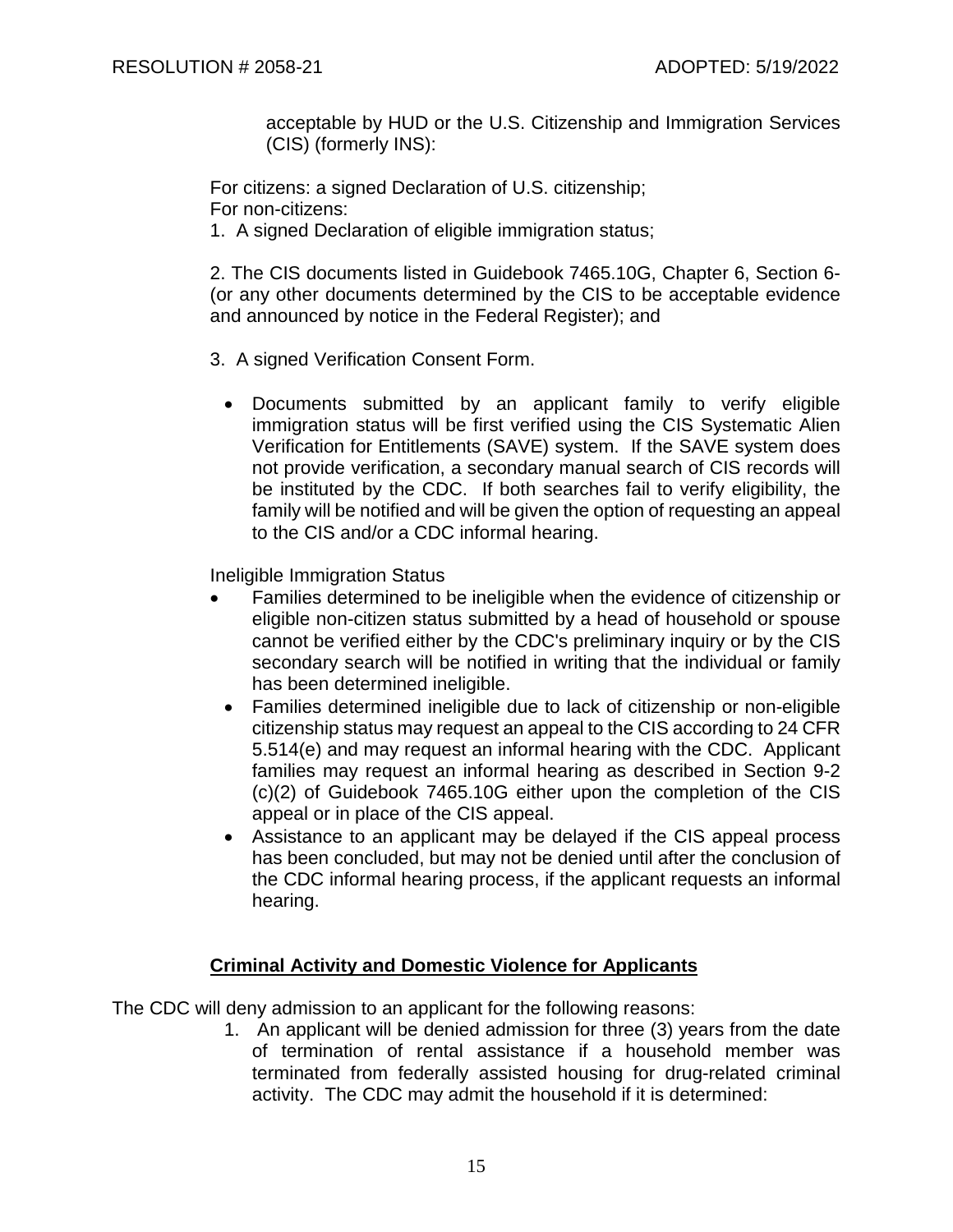acceptable by HUD or the U.S. Citizenship and Immigration Services (CIS) (formerly INS):

For citizens: a signed Declaration of U.S. citizenship;
For non-citizens:
1. A signed Declaration of eligible immigration status;

2. The CIS documents listed in Guidebook 7465.10G, Chapter 6, Section 6- (or any other documents determined by the CIS to be acceptable evidence and announced by notice in the Federal Register); and

3. A signed Verification Consent Form.

- Documents submitted by an applicant family to verify eligible immigration status will be first verified using the CIS Systematic Alien Verification for Entitlements (SAVE) system. If the SAVE system does not provide verification, a secondary manual search of CIS records will be instituted by the CDC. If both searches fail to verify eligibility, the family will be notified and will be given the option of requesting an appeal to the CIS and/or a CDC informal hearing.

Ineligible Immigration Status

- Families determined to be ineligible when the evidence of citizenship or eligible non-citizen status submitted by a head of household or spouse cannot be verified either by the CDC's preliminary inquiry or by the CIS secondary search will be notified in writing that the individual or family has been determined ineligible.
- Families determined ineligible due to lack of citizenship or non-eligible citizenship status may request an appeal to the CIS according to 24 CFR 5.514(e) and may request an informal hearing with the CDC. Applicant families may request an informal hearing as described in Section 9-2 (c)(2) of Guidebook 7465.10G either upon the completion of the CIS appeal or in place of the CIS appeal.
- Assistance to an applicant may be delayed if the CIS appeal process has been concluded, but may not be denied until after the conclusion of the CDC informal hearing process, if the applicant requests an informal hearing.

## **Criminal Activity and Domestic Violence for Applicants**

The CDC will deny admission to an applicant for the following reasons:

1. An applicant will be denied admission for three (3) years from the date of termination of rental assistance if a household member was terminated from federally assisted housing for drug-related criminal activity. The CDC may admit the household if it is determined: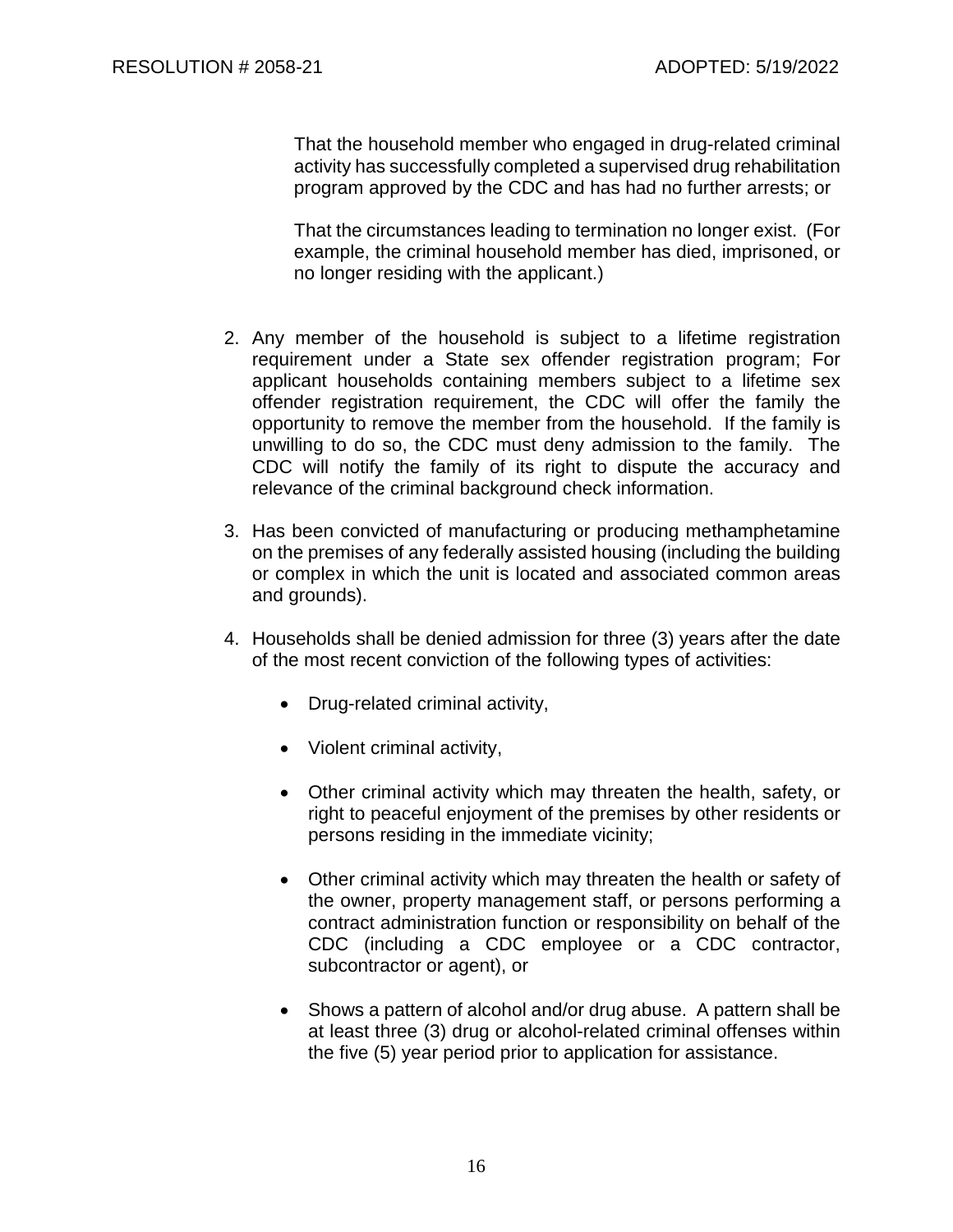That the household member who engaged in drug-related criminal activity has successfully completed a supervised drug rehabilitation program approved by the CDC and has had no further arrests; or

That the circumstances leading to termination no longer exist. (For example, the criminal household member has died, imprisoned, or no longer residing with the applicant.)

2. Any member of the household is subject to a lifetime registration requirement under a State sex offender registration program; For applicant households containing members subject to a lifetime sex offender registration requirement, the CDC will offer the family the opportunity to remove the member from the household. If the family is unwilling to do so, the CDC must deny admission to the family. The CDC will notify the family of its right to dispute the accuracy and relevance of the criminal background check information.

3. Has been convicted of manufacturing or producing methamphetamine on the premises of any federally assisted housing (including the building or complex in which the unit is located and associated common areas and grounds).

4. Households shall be denied admission for three (3) years after the date of the most recent conviction of the following types of activities:

    - Drug-related criminal activity,
    - Violent criminal activity,
    - Other criminal activity which may threaten the health, safety, or right to peaceful enjoyment of the premises by other residents or persons residing in the immediate vicinity;
    - Other criminal activity which may threaten the health or safety of the owner, property management staff, or persons performing a contract administration function or responsibility on behalf of the CDC (including a CDC employee or a CDC contractor, subcontractor or agent), or
    - Shows a pattern of alcohol and/or drug abuse. A pattern shall be at least three (3) drug or alcohol-related criminal offenses within the five (5) year period prior to application for assistance.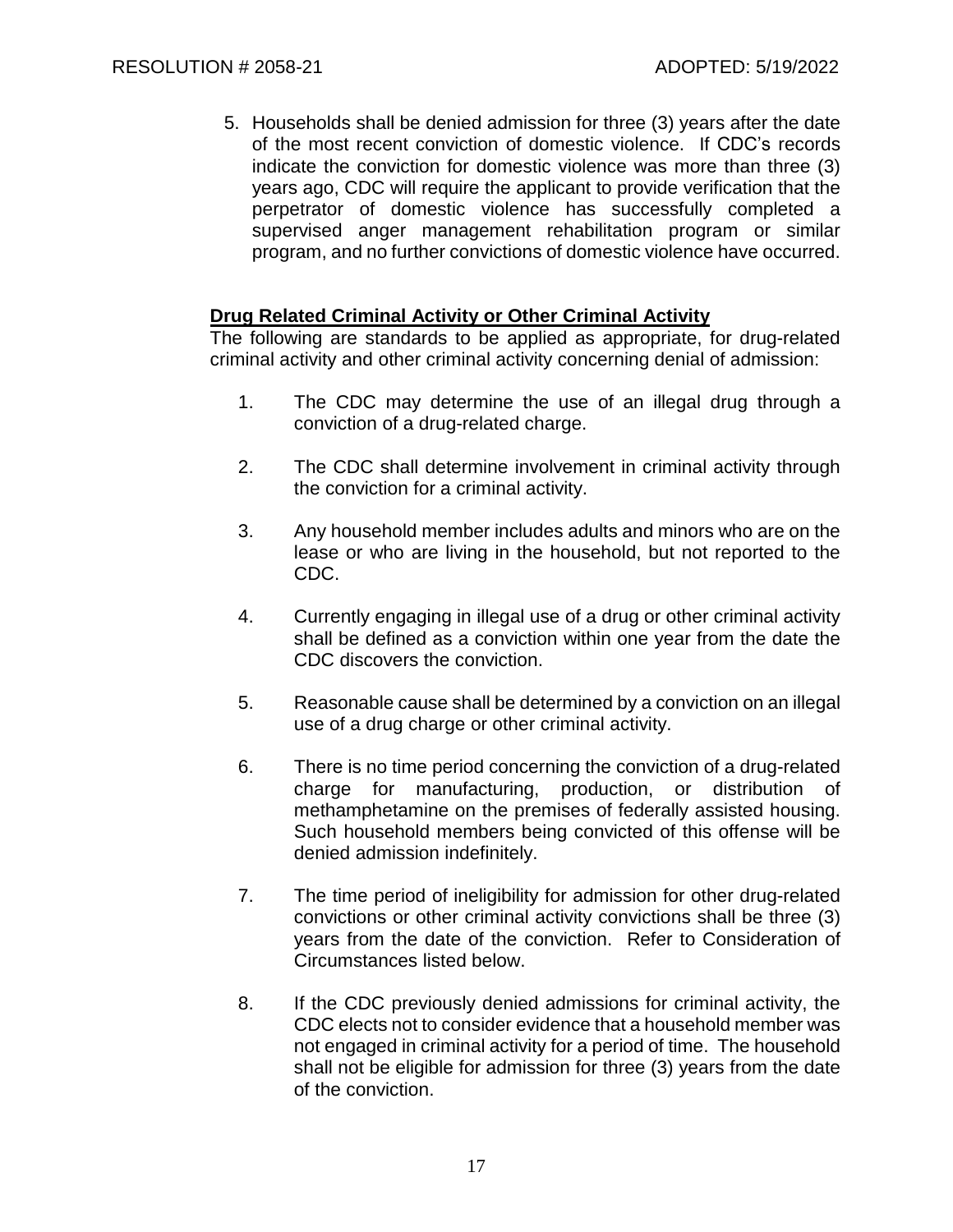5. Households shall be denied admission for three (3) years after the date of the most recent conviction of domestic violence. If CDC's records indicate the conviction for domestic violence was more than three (3) years ago, CDC will require the applicant to provide verification that the perpetrator of domestic violence has successfully completed a supervised anger management rehabilitation program or similar program, and no further convictions of domestic violence have occurred.

**Drug Related Criminal Activity or Other Criminal Activity**

The following are standards to be applied as appropriate, for drug-related criminal activity and other criminal activity concerning denial of admission:

1. The CDC may determine the use of an illegal drug through a conviction of a drug-related charge.
2. The CDC shall determine involvement in criminal activity through the conviction for a criminal activity.
3. Any household member includes adults and minors who are on the lease or who are living in the household, but not reported to the CDC.
4. Currently engaging in illegal use of a drug or other criminal activity shall be defined as a conviction within one year from the date the CDC discovers the conviction.
5. Reasonable cause shall be determined by a conviction on an illegal use of a drug charge or other criminal activity.
6. There is no time period concerning the conviction of a drug-related charge for manufacturing, production, or distribution of methamphetamine on the premises of federally assisted housing. Such household members being convicted of this offense will be denied admission indefinitely.
7. The time period of ineligibility for admission for other drug-related convictions or other criminal activity convictions shall be three (3) years from the date of the conviction. Refer to Consideration of Circumstances listed below.
8. If the CDC previously denied admissions for criminal activity, the CDC elects not to consider evidence that a household member was not engaged in criminal activity for a period of time. The household shall not be eligible for admission for three (3) years from the date of the conviction.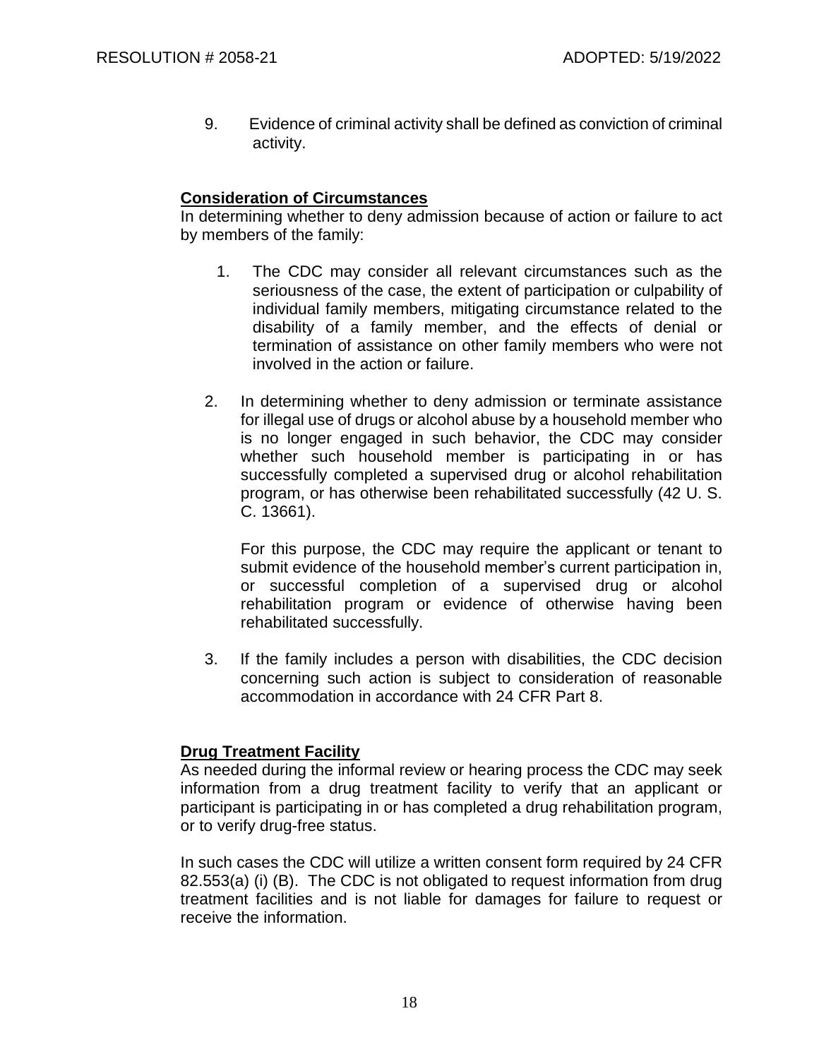9. Evidence of criminal activity shall be defined as conviction of criminal activity.

**Consideration of Circumstances**

In determining whether to deny admission because of action or failure to act by members of the family:

1. The CDC may consider all relevant circumstances such as the seriousness of the case, the extent of participation or culpability of individual family members, mitigating circumstance related to the disability of a family member, and the effects of denial or termination of assistance on other family members who were not involved in the action or failure.

2. In determining whether to deny admission or terminate assistance for illegal use of drugs or alcohol abuse by a household member who is no longer engaged in such behavior, the CDC may consider whether such household member is participating in or has successfully completed a supervised drug or alcohol rehabilitation program, or has otherwise been rehabilitated successfully (42 U. S. C. 13661).

   For this purpose, the CDC may require the applicant or tenant to submit evidence of the household member's current participation in, or successful completion of a supervised drug or alcohol rehabilitation program or evidence of otherwise having been rehabilitated successfully.

3. If the family includes a person with disabilities, the CDC decision concerning such action is subject to consideration of reasonable accommodation in accordance with 24 CFR Part 8.

**Drug Treatment Facility**

As needed during the informal review or hearing process the CDC may seek information from a drug treatment facility to verify that an applicant or participant is participating in or has completed a drug rehabilitation program, or to verify drug-free status.

In such cases the CDC will utilize a written consent form required by 24 CFR 82.553(a) (i) (B). The CDC is not obligated to request information from drug treatment facilities and is not liable for damages for failure to request or receive the information.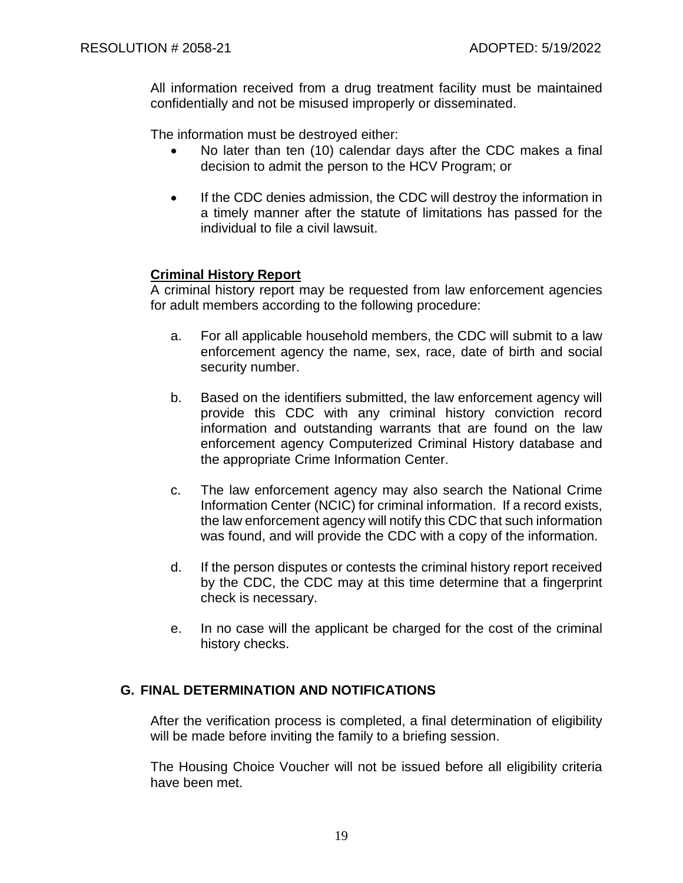All information received from a drug treatment facility must be maintained confidentially and not be misused improperly or disseminated.

The information must be destroyed either:

- No later than ten (10) calendar days after the CDC makes a final decision to admit the person to the HCV Program; or
- If the CDC denies admission, the CDC will destroy the information in a timely manner after the statute of limitations has passed for the individual to file a civil lawsuit.

**Criminal History Report**

A criminal history report may be requested from law enforcement agencies for adult members according to the following procedure:

a. For all applicable household members, the CDC will submit to a law enforcement agency the name, sex, race, date of birth and social security number.

b. Based on the identifiers submitted, the law enforcement agency will provide this CDC with any criminal history conviction record information and outstanding warrants that are found on the law enforcement agency Computerized Criminal History database and the appropriate Crime Information Center.

c. The law enforcement agency may also search the National Crime Information Center (NCIC) for criminal information. If a record exists, the law enforcement agency will notify this CDC that such information was found, and will provide the CDC with a copy of the information.

d. If the person disputes or contests the criminal history report received by the CDC, the CDC may at this time determine that a fingerprint check is necessary.

e. In no case will the applicant be charged for the cost of the criminal history checks.

## G. FINAL DETERMINATION AND NOTIFICATIONS

After the verification process is completed, a final determination of eligibility will be made before inviting the family to a briefing session.

The Housing Choice Voucher will not be issued before all eligibility criteria have been met.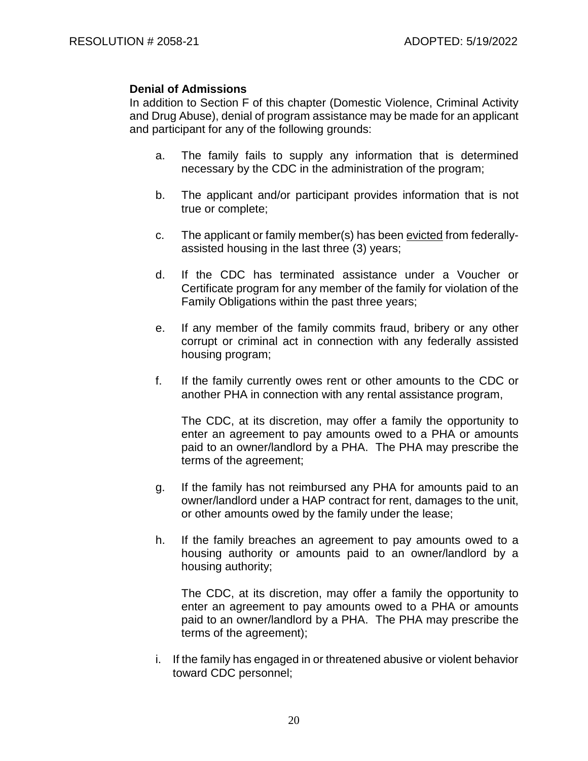**Denial of Admissions**

In addition to Section F of this chapter (Domestic Violence, Criminal Activity and Drug Abuse), denial of program assistance may be made for an applicant and participant for any of the following grounds:

a. The family fails to supply any information that is determined necessary by the CDC in the administration of the program;

b. The applicant and/or participant provides information that is not true or complete;

c. The applicant or family member(s) has been <u>evicted</u> from federally-assisted housing in the last three (3) years;

d. If the CDC has terminated assistance under a Voucher or Certificate program for any member of the family for violation of the Family Obligations within the past three years;

e. If any member of the family commits fraud, bribery or any other corrupt or criminal act in connection with any federally assisted housing program;

f. If the family currently owes rent or other amounts to the CDC or another PHA in connection with any rental assistance program,

   The CDC, at its discretion, may offer a family the opportunity to enter an agreement to pay amounts owed to a PHA or amounts paid to an owner/landlord by a PHA. The PHA may prescribe the terms of the agreement;

g. If the family has not reimbursed any PHA for amounts paid to an owner/landlord under a HAP contract for rent, damages to the unit, or other amounts owed by the family under the lease;

h. If the family breaches an agreement to pay amounts owed to a housing authority or amounts paid to an owner/landlord by a housing authority;

   The CDC, at its discretion, may offer a family the opportunity to enter an agreement to pay amounts owed to a PHA or amounts paid to an owner/landlord by a PHA. The PHA may prescribe the terms of the agreement);

i. If the family has engaged in or threatened abusive or violent behavior toward CDC personnel;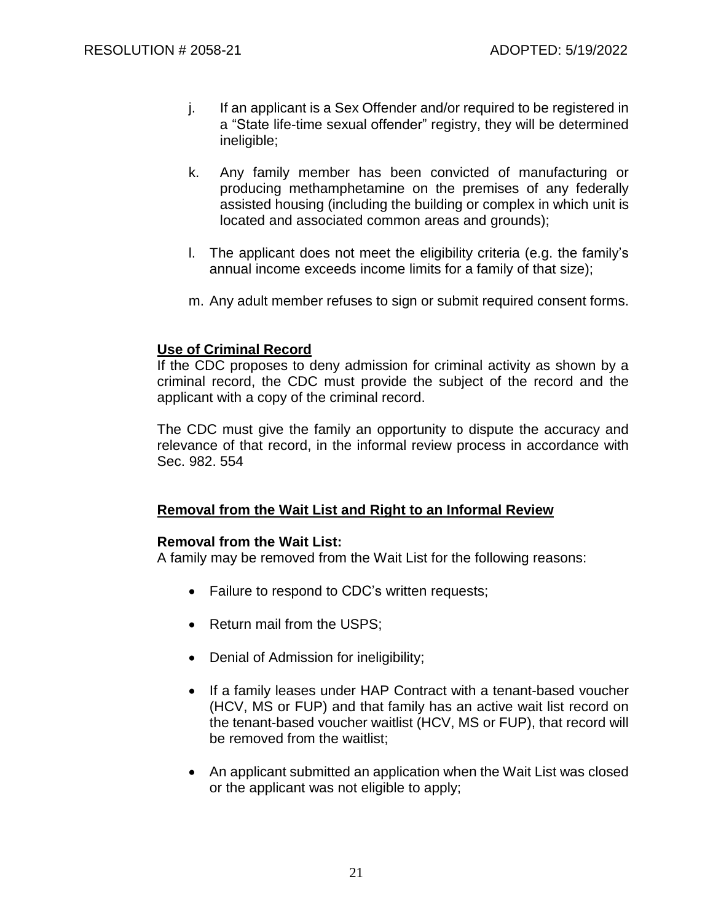j. If an applicant is a Sex Offender and/or required to be registered in a "State life-time sexual offender" registry, they will be determined ineligible;

k. Any family member has been convicted of manufacturing or producing methamphetamine on the premises of any federally assisted housing (including the building or complex in which unit is located and associated common areas and grounds);

l. The applicant does not meet the eligibility criteria (e.g. the family's annual income exceeds income limits for a family of that size);

m. Any adult member refuses to sign or submit required consent forms.

**Use of Criminal Record**

If the CDC proposes to deny admission for criminal activity as shown by a criminal record, the CDC must provide the subject of the record and the applicant with a copy of the criminal record.

The CDC must give the family an opportunity to dispute the accuracy and relevance of that record, in the informal review process in accordance with Sec. 982. 554

**Removal from the Wait List and Right to an Informal Review**

**Removal from the Wait List:**

A family may be removed from the Wait List for the following reasons:

- Failure to respond to CDC's written requests;
- Return mail from the USPS;
- Denial of Admission for ineligibility;
- If a family leases under HAP Contract with a tenant-based voucher (HCV, MS or FUP) and that family has an active wait list record on the tenant-based voucher waitlist (HCV, MS or FUP), that record will be removed from the waitlist;
- An applicant submitted an application when the Wait List was closed or the applicant was not eligible to apply;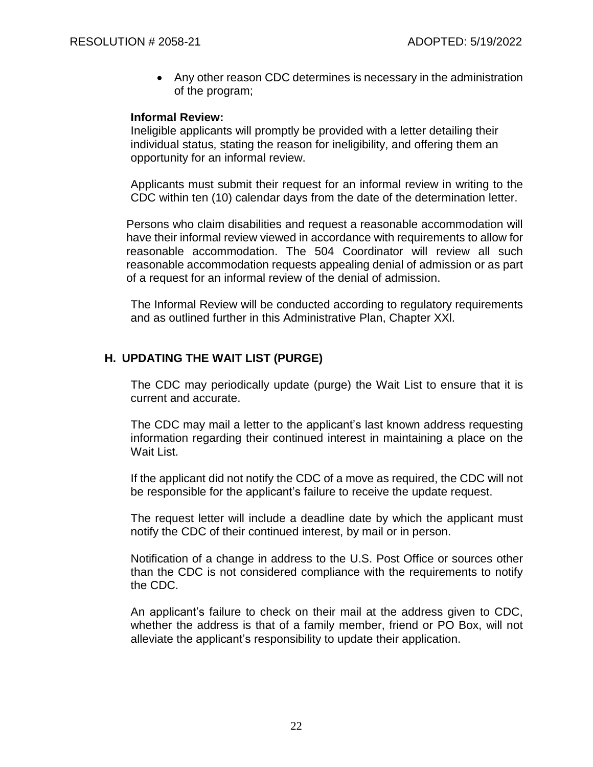- Any other reason CDC determines is necessary in the administration of the program;

**Informal Review:**

Ineligible applicants will promptly be provided with a letter detailing their individual status, stating the reason for ineligibility, and offering them an opportunity for an informal review.

Applicants must submit their request for an informal review in writing to the CDC within ten (10) calendar days from the date of the determination letter.

Persons who claim disabilities and request a reasonable accommodation will have their informal review viewed in accordance with requirements to allow for reasonable accommodation. The 504 Coordinator will review all such reasonable accommodation requests appealing denial of admission or as part of a request for an informal review of the denial of admission.

The Informal Review will be conducted according to regulatory requirements and as outlined further in this Administrative Plan, Chapter XXl.

## H. UPDATING THE WAIT LIST (PURGE)

The CDC may periodically update (purge) the Wait List to ensure that it is current and accurate.

The CDC may mail a letter to the applicant's last known address requesting information regarding their continued interest in maintaining a place on the Wait List.

If the applicant did not notify the CDC of a move as required, the CDC will not be responsible for the applicant's failure to receive the update request.

The request letter will include a deadline date by which the applicant must notify the CDC of their continued interest, by mail or in person.

Notification of a change in address to the U.S. Post Office or sources other than the CDC is not considered compliance with the requirements to notify the CDC.

An applicant's failure to check on their mail at the address given to CDC, whether the address is that of a family member, friend or PO Box, will not alleviate the applicant's responsibility to update their application.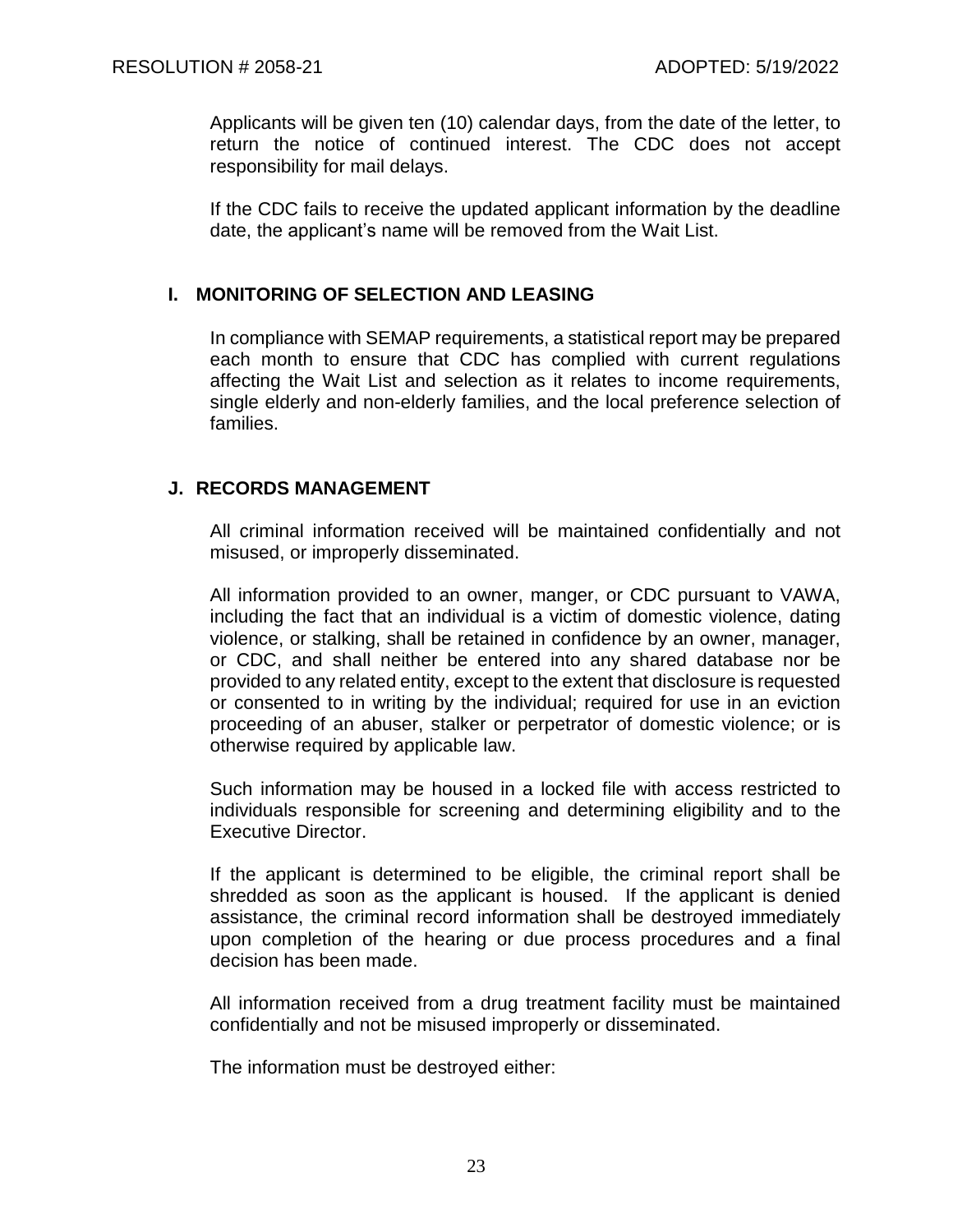Applicants will be given ten (10) calendar days, from the date of the letter, to return the notice of continued interest. The CDC does not accept responsibility for mail delays.

If the CDC fails to receive the updated applicant information by the deadline date, the applicant's name will be removed from the Wait List.

## I. MONITORING OF SELECTION AND LEASING

In compliance with SEMAP requirements, a statistical report may be prepared each month to ensure that CDC has complied with current regulations affecting the Wait List and selection as it relates to income requirements, single elderly and non-elderly families, and the local preference selection of families.

## J. RECORDS MANAGEMENT

All criminal information received will be maintained confidentially and not misused, or improperly disseminated.

All information provided to an owner, manger, or CDC pursuant to VAWA, including the fact that an individual is a victim of domestic violence, dating violence, or stalking, shall be retained in confidence by an owner, manager, or CDC, and shall neither be entered into any shared database nor be provided to any related entity, except to the extent that disclosure is requested or consented to in writing by the individual; required for use in an eviction proceeding of an abuser, stalker or perpetrator of domestic violence; or is otherwise required by applicable law.

Such information may be housed in a locked file with access restricted to individuals responsible for screening and determining eligibility and to the Executive Director.

If the applicant is determined to be eligible, the criminal report shall be shredded as soon as the applicant is housed. If the applicant is denied assistance, the criminal record information shall be destroyed immediately upon completion of the hearing or due process procedures and a final decision has been made.

All information received from a drug treatment facility must be maintained confidentially and not be misused improperly or disseminated.

The information must be destroyed either: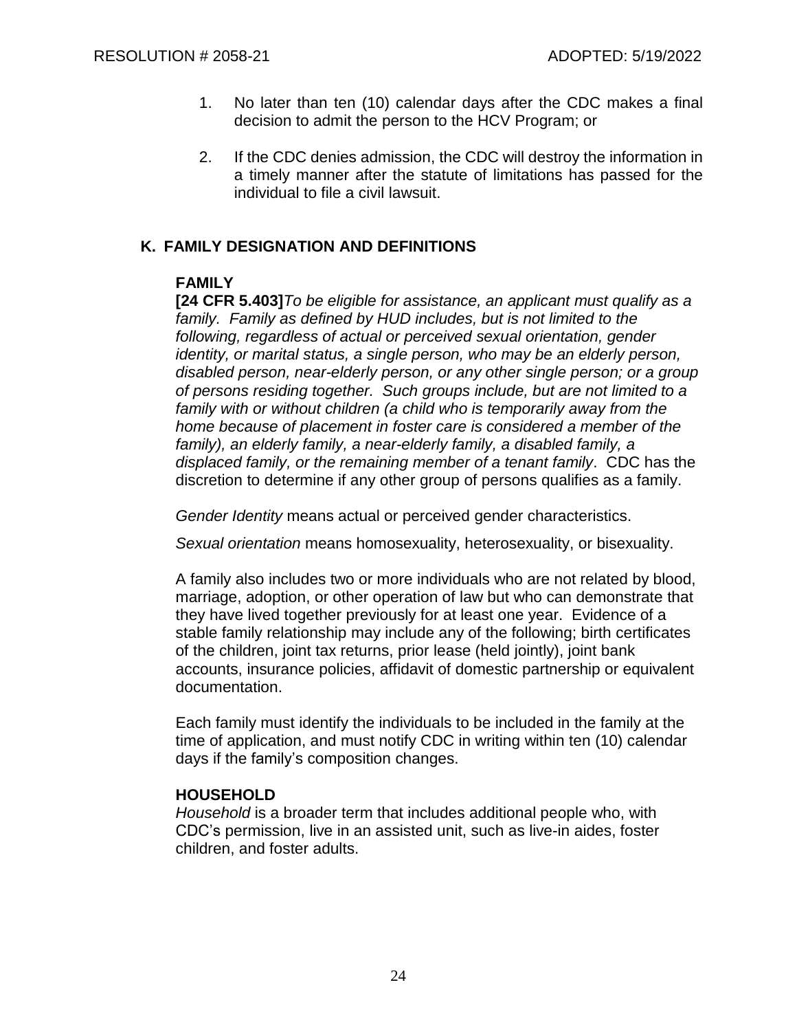1. No later than ten (10) calendar days after the CDC makes a final decision to admit the person to the HCV Program; or

2. If the CDC denies admission, the CDC will destroy the information in a timely manner after the statute of limitations has passed for the individual to file a civil lawsuit.

## K. FAMILY DESIGNATION AND DEFINITIONS

### FAMILY

**[24 CFR 5.403]** *To be eligible for assistance, an applicant must qualify as a family. Family as defined by HUD includes, but is not limited to the following, regardless of actual or perceived sexual orientation, gender identity, or marital status, a single person, who may be an elderly person, disabled person, near-elderly person, or any other single person; or a group of persons residing together. Such groups include, but are not limited to a family with or without children (a child who is temporarily away from the home because of placement in foster care is considered a member of the family), an elderly family, a near-elderly family, a disabled family, a displaced family, or the remaining member of a tenant family*. CDC has the discretion to determine if any other group of persons qualifies as a family.

*Gender Identity* means actual or perceived gender characteristics.

*Sexual orientation* means homosexuality, heterosexuality, or bisexuality.

A family also includes two or more individuals who are not related by blood, marriage, adoption, or other operation of law but who can demonstrate that they have lived together previously for at least one year. Evidence of a stable family relationship may include any of the following; birth certificates of the children, joint tax returns, prior lease (held jointly), joint bank accounts, insurance policies, affidavit of domestic partnership or equivalent documentation.

Each family must identify the individuals to be included in the family at the time of application, and must notify CDC in writing within ten (10) calendar days if the family's composition changes.

### HOUSEHOLD

*Household* is a broader term that includes additional people who, with CDC's permission, live in an assisted unit, such as live-in aides, foster children, and foster adults.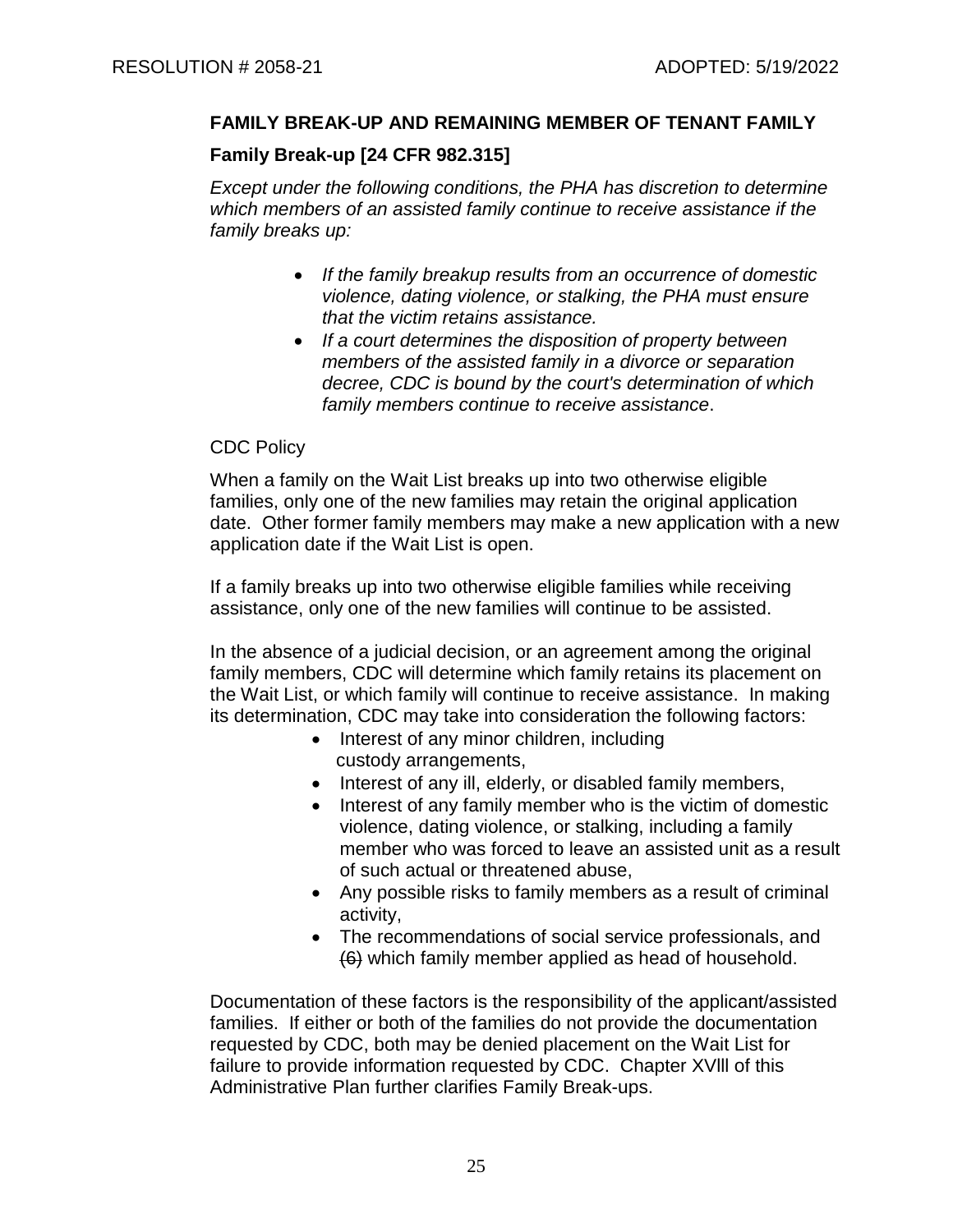## FAMILY BREAK-UP AND REMAINING MEMBER OF TENANT FAMILY

### Family Break-up [24 CFR 982.315]

*Except under the following conditions, the PHA has discretion to determine which members of an assisted family continue to receive assistance if the family breaks up:*

- *If the family breakup results from an occurrence of domestic violence, dating violence, or stalking, the PHA must ensure that the victim retains assistance.*
- *If a court determines the disposition of property between members of the assisted family in a divorce or separation decree, CDC is bound by the court's determination of which family members continue to receive assistance*.

CDC Policy

When a family on the Wait List breaks up into two otherwise eligible families, only one of the new families may retain the original application date. Other former family members may make a new application with a new application date if the Wait List is open.

If a family breaks up into two otherwise eligible families while receiving assistance, only one of the new families will continue to be assisted.

In the absence of a judicial decision, or an agreement among the original family members, CDC will determine which family retains its placement on the Wait List, or which family will continue to receive assistance. In making its determination, CDC may take into consideration the following factors:

- Interest of any minor children, including custody arrangements,
- Interest of any ill, elderly, or disabled family members,
- Interest of any family member who is the victim of domestic violence, dating violence, or stalking, including a family member who was forced to leave an assisted unit as a result of such actual or threatened abuse,
- Any possible risks to family members as a result of criminal activity,
- The recommendations of social service professionals, and ~~(6)~~ which family member applied as head of household.

Documentation of these factors is the responsibility of the applicant/assisted families. If either or both of the families do not provide the documentation requested by CDC, both may be denied placement on the Wait List for failure to provide information requested by CDC. Chapter XVlll of this Administrative Plan further clarifies Family Break-ups.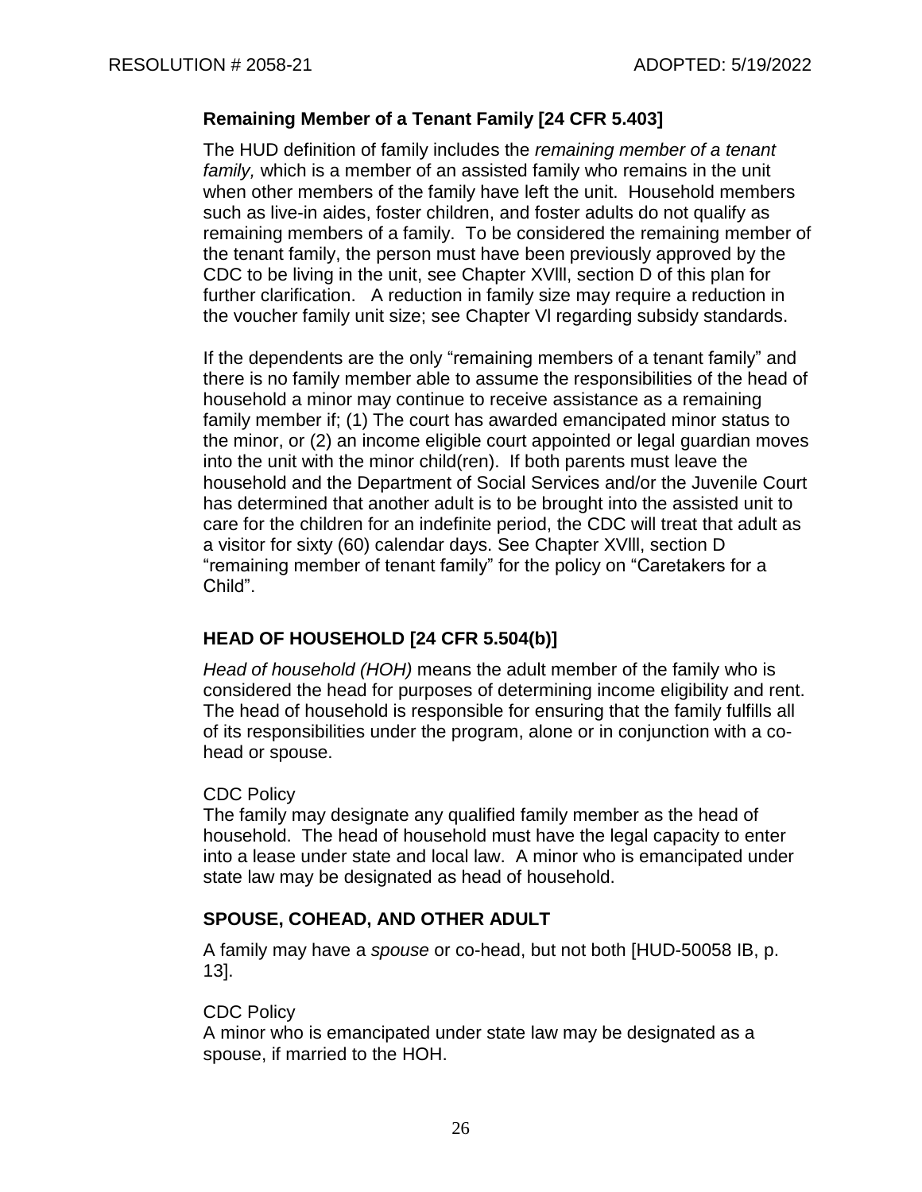### Remaining Member of a Tenant Family [24 CFR 5.403]

The HUD definition of family includes the *remaining member of a tenant family,* which is a member of an assisted family who remains in the unit when other members of the family have left the unit. Household members such as live-in aides, foster children, and foster adults do not qualify as remaining members of a family. To be considered the remaining member of the tenant family, the person must have been previously approved by the CDC to be living in the unit, see Chapter XVlll, section D of this plan for further clarification. A reduction in family size may require a reduction in the voucher family unit size; see Chapter Vl regarding subsidy standards.

If the dependents are the only "remaining members of a tenant family" and there is no family member able to assume the responsibilities of the head of household a minor may continue to receive assistance as a remaining family member if; (1) The court has awarded emancipated minor status to the minor, or (2) an income eligible court appointed or legal guardian moves into the unit with the minor child(ren). If both parents must leave the household and the Department of Social Services and/or the Juvenile Court has determined that another adult is to be brought into the assisted unit to care for the children for an indefinite period, the CDC will treat that adult as a visitor for sixty (60) calendar days. See Chapter XVlll, section D "remaining member of tenant family" for the policy on "Caretakers for a Child".

### HEAD OF HOUSEHOLD [24 CFR 5.504(b)]

*Head of household (HOH)* means the adult member of the family who is considered the head for purposes of determining income eligibility and rent. The head of household is responsible for ensuring that the family fulfills all of its responsibilities under the program, alone or in conjunction with a co-head or spouse.

CDC Policy
The family may designate any qualified family member as the head of household. The head of household must have the legal capacity to enter into a lease under state and local law. A minor who is emancipated under state law may be designated as head of household.

### SPOUSE, COHEAD, AND OTHER ADULT

A family may have a *spouse* or co-head, but not both [HUD-50058 IB, p. 13].

CDC Policy
A minor who is emancipated under state law may be designated as a spouse, if married to the HOH.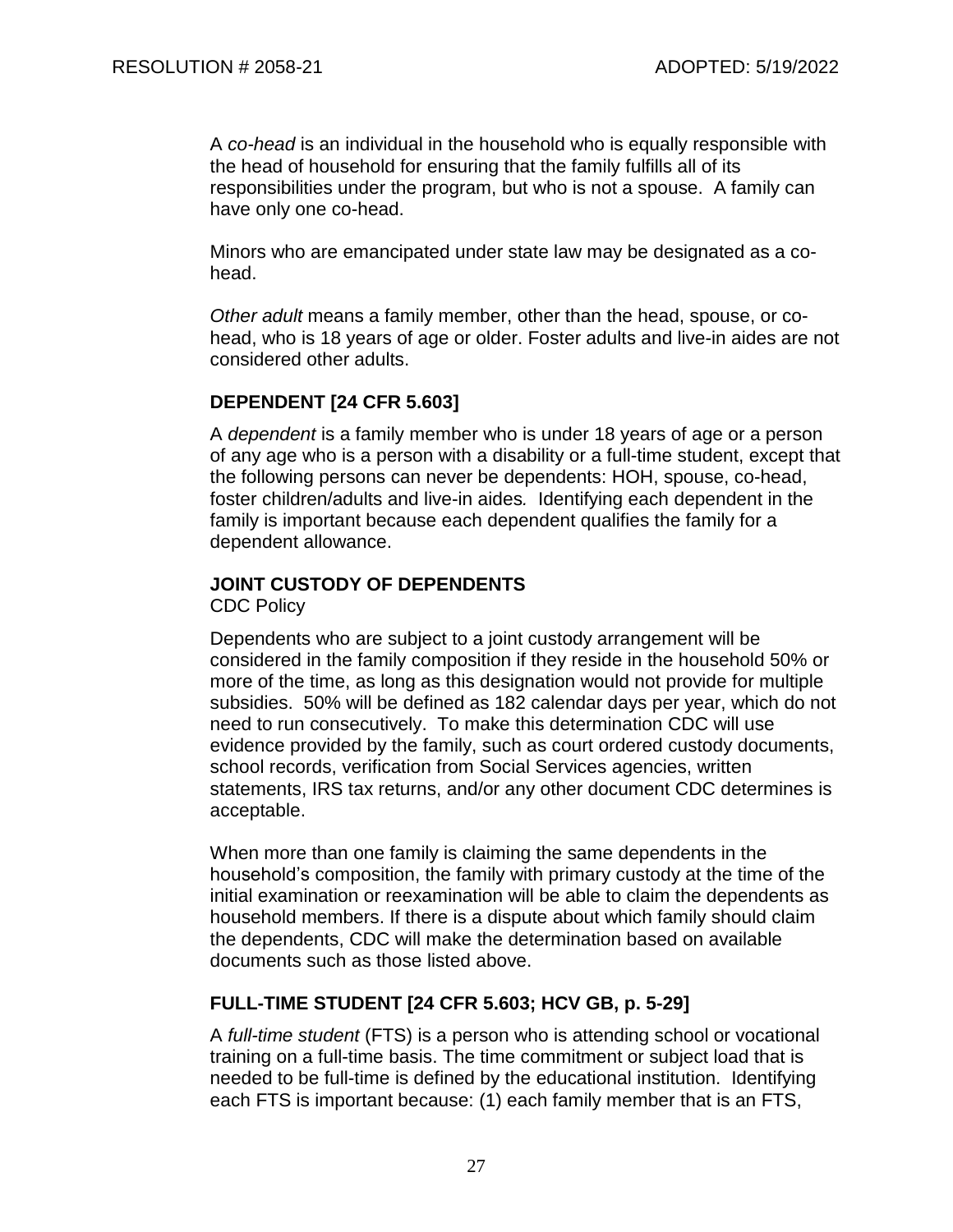A *co-head* is an individual in the household who is equally responsible with the head of household for ensuring that the family fulfills all of its responsibilities under the program, but who is not a spouse. A family can have only one co-head.

Minors who are emancipated under state law may be designated as a co-head.

*Other adult* means a family member, other than the head, spouse, or co-head, who is 18 years of age or older. Foster adults and live-in aides are not considered other adults.

## DEPENDENT [24 CFR 5.603]

A *dependent* is a family member who is under 18 years of age or a person of any age who is a person with a disability or a full-time student, except that the following persons can never be dependents: HOH, spouse, co-head, foster children/adults and live-in aides*.* Identifying each dependent in the family is important because each dependent qualifies the family for a dependent allowance.

## JOINT CUSTODY OF DEPENDENTS

CDC Policy

Dependents who are subject to a joint custody arrangement will be considered in the family composition if they reside in the household 50% or more of the time, as long as this designation would not provide for multiple subsidies. 50% will be defined as 182 calendar days per year, which do not need to run consecutively. To make this determination CDC will use evidence provided by the family, such as court ordered custody documents, school records, verification from Social Services agencies, written statements, IRS tax returns, and/or any other document CDC determines is acceptable.

When more than one family is claiming the same dependents in the household's composition, the family with primary custody at the time of the initial examination or reexamination will be able to claim the dependents as household members. If there is a dispute about which family should claim the dependents, CDC will make the determination based on available documents such as those listed above.

## FULL-TIME STUDENT [24 CFR 5.603; HCV GB, p. 5-29]

A *full-time student* (FTS) is a person who is attending school or vocational training on a full-time basis. The time commitment or subject load that is needed to be full-time is defined by the educational institution. Identifying each FTS is important because: (1) each family member that is an FTS,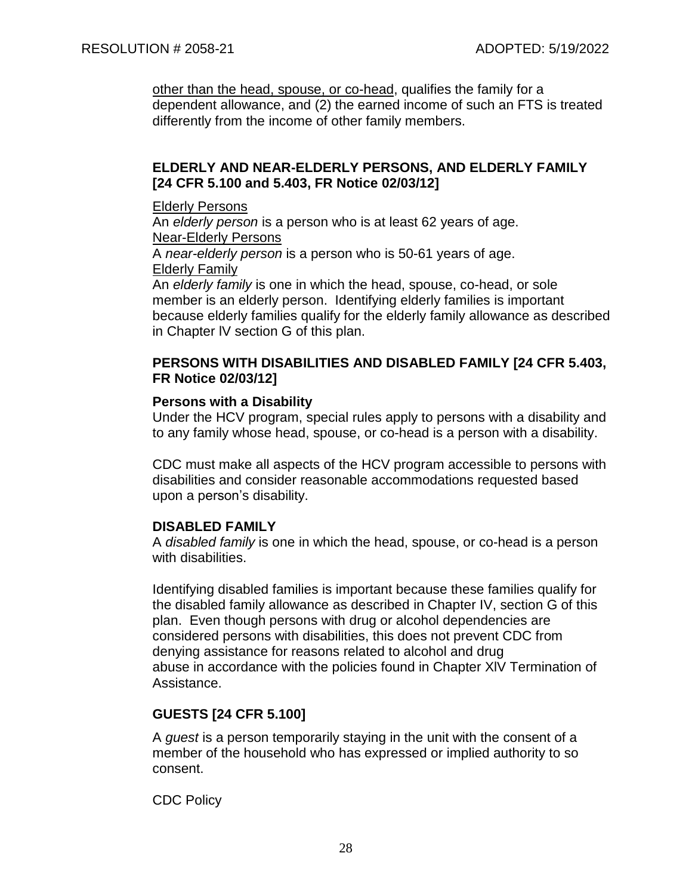other than the head, spouse, or co-head, qualifies the family for a dependent allowance, and (2) the earned income of such an FTS is treated differently from the income of other family members.

## ELDERLY AND NEAR-ELDERLY PERSONS, AND ELDERLY FAMILY [24 CFR 5.100 and 5.403, FR Notice 02/03/12]

Elderly Persons

An *elderly person* is a person who is at least 62 years of age.

Near-Elderly Persons

A *near-elderly person* is a person who is 50-61 years of age.

Elderly Family

An *elderly family* is one in which the head, spouse, co-head, or sole member is an elderly person. Identifying elderly families is important because elderly families qualify for the elderly family allowance as described in Chapter lV section G of this plan.

## PERSONS WITH DISABILITIES AND DISABLED FAMILY [24 CFR 5.403, FR Notice 02/03/12]

### Persons with a Disability

Under the HCV program, special rules apply to persons with a disability and to any family whose head, spouse, or co-head is a person with a disability.

CDC must make all aspects of the HCV program accessible to persons with disabilities and consider reasonable accommodations requested based upon a person's disability.

### DISABLED FAMILY

A *disabled family* is one in which the head, spouse, or co-head is a person with disabilities.

Identifying disabled families is important because these families qualify for the disabled family allowance as described in Chapter IV, section G of this plan. Even though persons with drug or alcohol dependencies are considered persons with disabilities, this does not prevent CDC from denying assistance for reasons related to alcohol and drug abuse in accordance with the policies found in Chapter XlV Termination of Assistance.

## GUESTS [24 CFR 5.100]

A *guest* is a person temporarily staying in the unit with the consent of a member of the household who has expressed or implied authority to so consent.

CDC Policy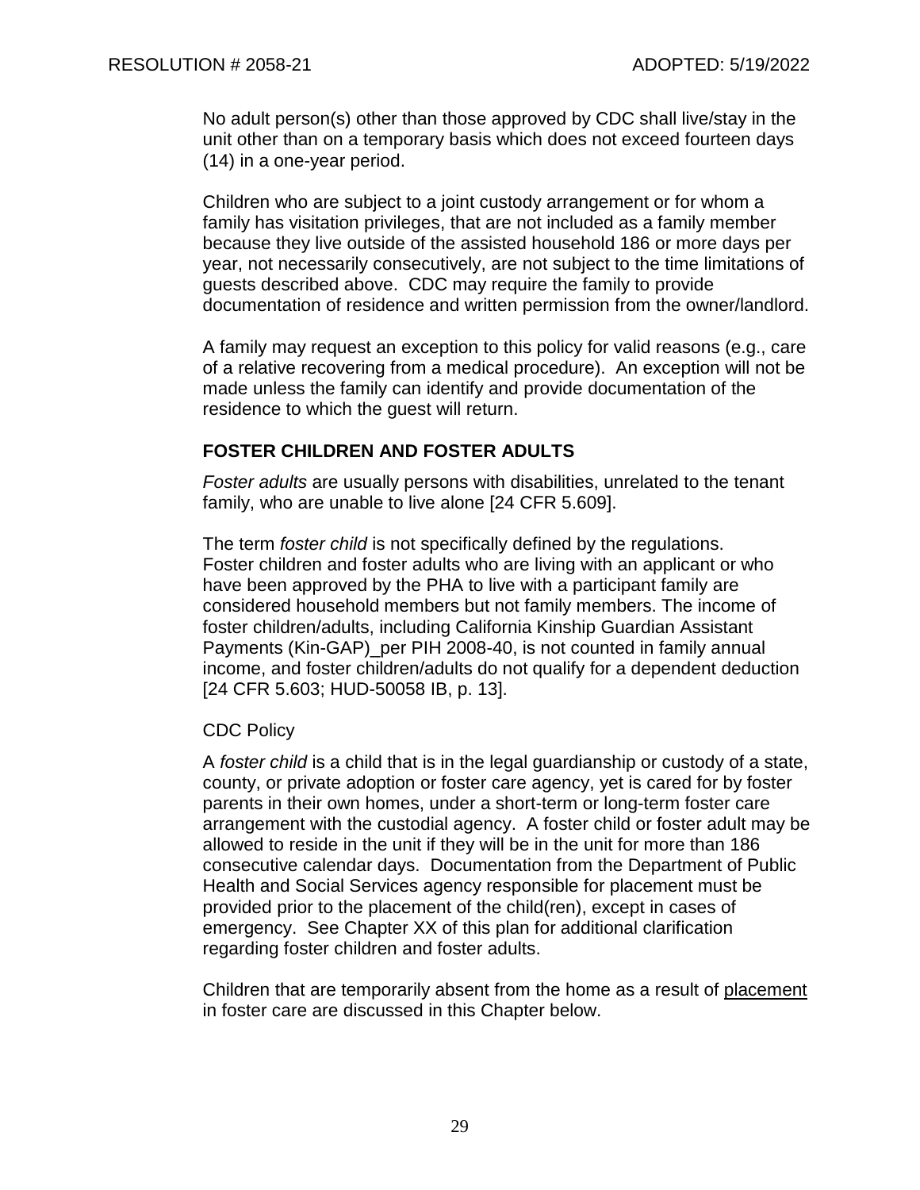No adult person(s) other than those approved by CDC shall live/stay in the unit other than on a temporary basis which does not exceed fourteen days (14) in a one-year period.

Children who are subject to a joint custody arrangement or for whom a family has visitation privileges, that are not included as a family member because they live outside of the assisted household 186 or more days per year, not necessarily consecutively, are not subject to the time limitations of guests described above. CDC may require the family to provide documentation of residence and written permission from the owner/landlord.

A family may request an exception to this policy for valid reasons (e.g., care of a relative recovering from a medical procedure). An exception will not be made unless the family can identify and provide documentation of the residence to which the guest will return.

## FOSTER CHILDREN AND FOSTER ADULTS

*Foster adults* are usually persons with disabilities, unrelated to the tenant family, who are unable to live alone [24 CFR 5.609].

The term *foster child* is not specifically defined by the regulations. Foster children and foster adults who are living with an applicant or who have been approved by the PHA to live with a participant family are considered household members but not family members. The income of foster children/adults, including California Kinship Guardian Assistant Payments (Kin-GAP)_per PIH 2008-40, is not counted in family annual income, and foster children/adults do not qualify for a dependent deduction [24 CFR 5.603; HUD-50058 IB, p. 13].

CDC Policy

A *foster child* is a child that is in the legal guardianship or custody of a state, county, or private adoption or foster care agency, yet is cared for by foster parents in their own homes, under a short-term or long-term foster care arrangement with the custodial agency. A foster child or foster adult may be allowed to reside in the unit if they will be in the unit for more than 186 consecutive calendar days. Documentation from the Department of Public Health and Social Services agency responsible for placement must be provided prior to the placement of the child(ren), except in cases of emergency. See Chapter XX of this plan for additional clarification regarding foster children and foster adults.

Children that are temporarily absent from the home as a result of placement in foster care are discussed in this Chapter below.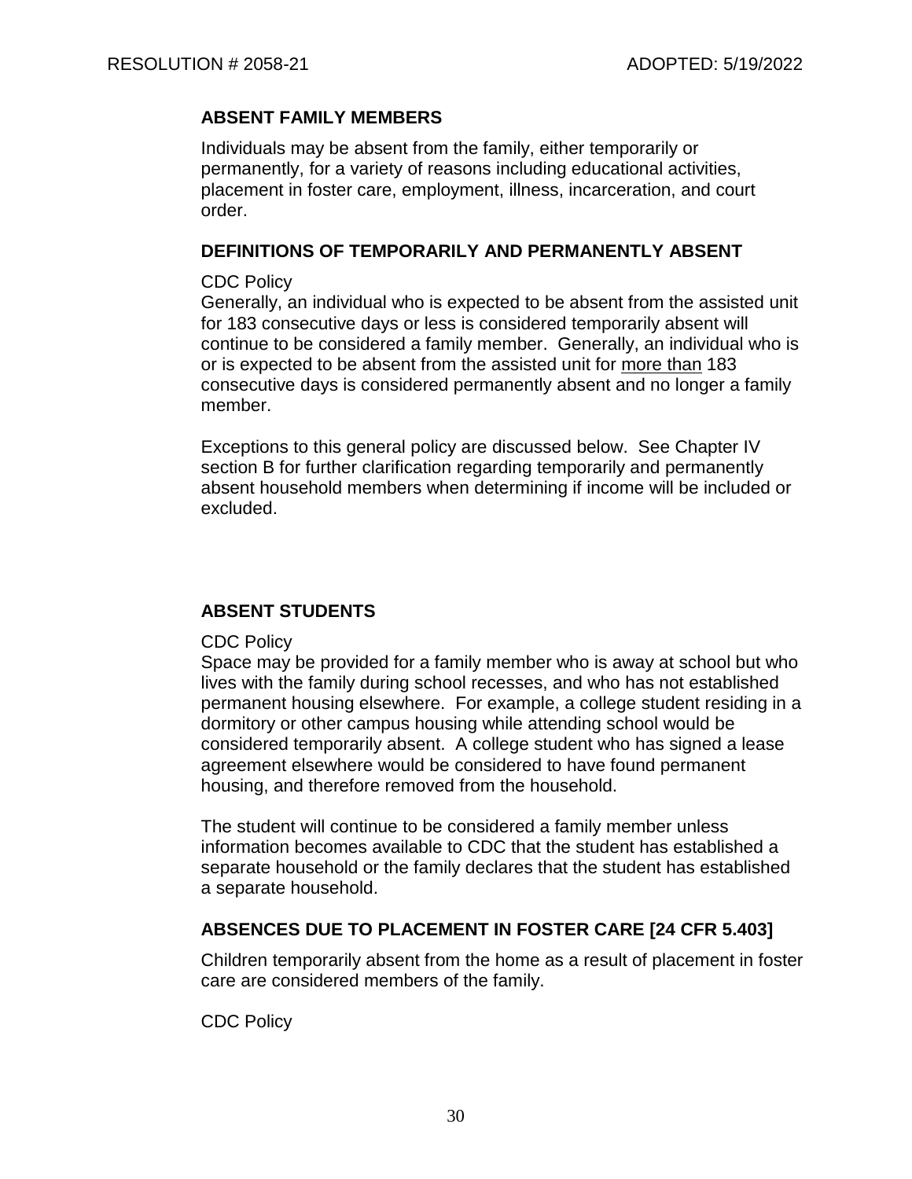### ABSENT FAMILY MEMBERS

Individuals may be absent from the family, either temporarily or permanently, for a variety of reasons including educational activities, placement in foster care, employment, illness, incarceration, and court order.

### DEFINITIONS OF TEMPORARILY AND PERMANENTLY ABSENT

CDC Policy

Generally, an individual who is expected to be absent from the assisted unit for 183 consecutive days or less is considered temporarily absent will continue to be considered a family member. Generally, an individual who is or is expected to be absent from the assisted unit for more than 183 consecutive days is considered permanently absent and no longer a family member.

Exceptions to this general policy are discussed below. See Chapter IV section B for further clarification regarding temporarily and permanently absent household members when determining if income will be included or excluded.

### ABSENT STUDENTS

CDC Policy

Space may be provided for a family member who is away at school but who lives with the family during school recesses, and who has not established permanent housing elsewhere. For example, a college student residing in a dormitory or other campus housing while attending school would be considered temporarily absent. A college student who has signed a lease agreement elsewhere would be considered to have found permanent housing, and therefore removed from the household.

The student will continue to be considered a family member unless information becomes available to CDC that the student has established a separate household or the family declares that the student has established a separate household.

### ABSENCES DUE TO PLACEMENT IN FOSTER CARE [24 CFR 5.403]

Children temporarily absent from the home as a result of placement in foster care are considered members of the family.

CDC Policy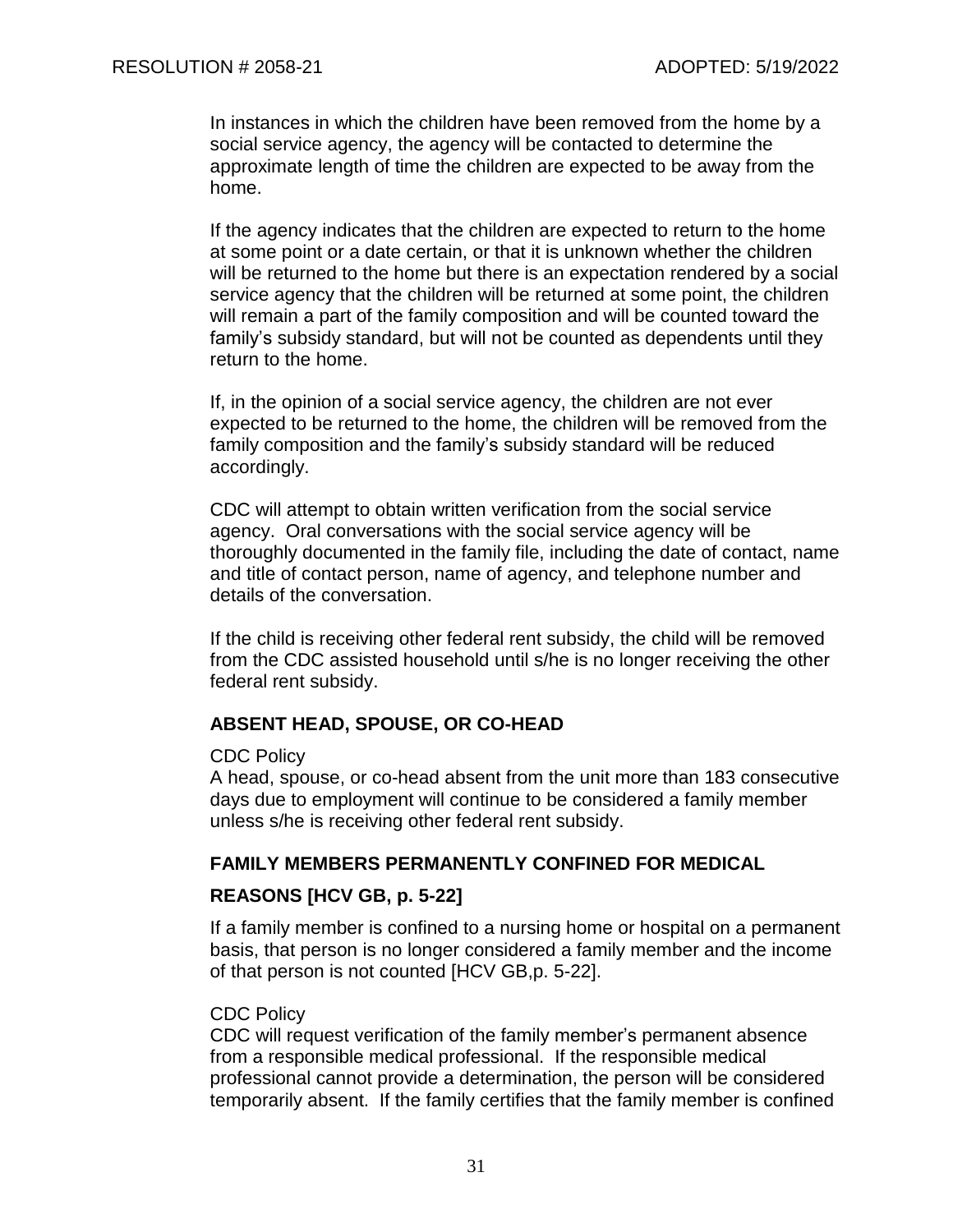In instances in which the children have been removed from the home by a social service agency, the agency will be contacted to determine the approximate length of time the children are expected to be away from the home.

If the agency indicates that the children are expected to return to the home at some point or a date certain, or that it is unknown whether the children will be returned to the home but there is an expectation rendered by a social service agency that the children will be returned at some point, the children will remain a part of the family composition and will be counted toward the family's subsidy standard, but will not be counted as dependents until they return to the home.

If, in the opinion of a social service agency, the children are not ever expected to be returned to the home, the children will be removed from the family composition and the family's subsidy standard will be reduced accordingly.

CDC will attempt to obtain written verification from the social service agency. Oral conversations with the social service agency will be thoroughly documented in the family file, including the date of contact, name and title of contact person, name of agency, and telephone number and details of the conversation.

If the child is receiving other federal rent subsidy, the child will be removed from the CDC assisted household until s/he is no longer receiving the other federal rent subsidy.

## ABSENT HEAD, SPOUSE, OR CO-HEAD

CDC Policy
A head, spouse, or co-head absent from the unit more than 183 consecutive days due to employment will continue to be considered a family member unless s/he is receiving other federal rent subsidy.

## FAMILY MEMBERS PERMANENTLY CONFINED FOR MEDICAL REASONS [HCV GB, p. 5-22]

If a family member is confined to a nursing home or hospital on a permanent basis, that person is no longer considered a family member and the income of that person is not counted [HCV GB,p. 5-22].

CDC Policy
CDC will request verification of the family member's permanent absence from a responsible medical professional. If the responsible medical professional cannot provide a determination, the person will be considered temporarily absent. If the family certifies that the family member is confined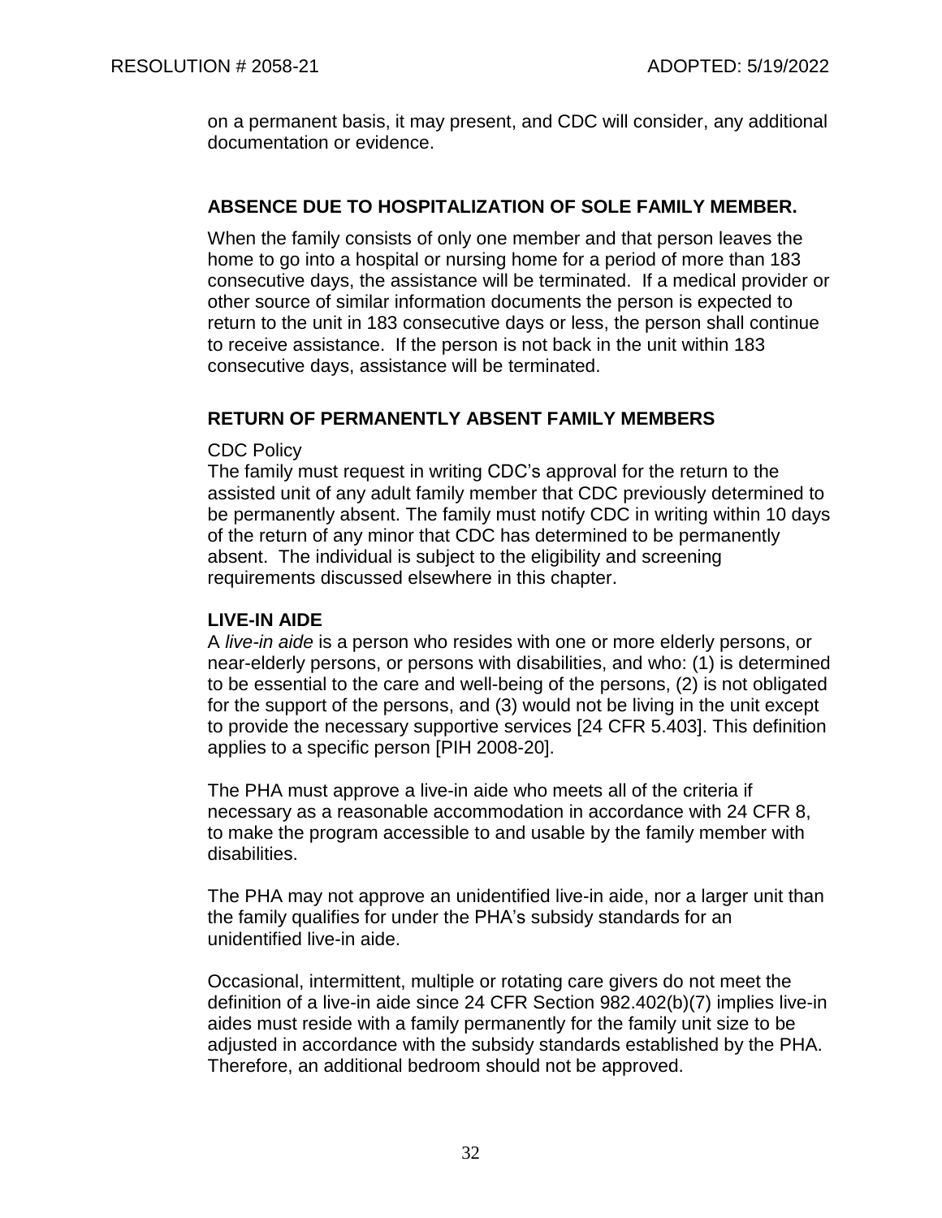on a permanent basis, it may present, and CDC will consider, any additional documentation or evidence.

## ABSENCE DUE TO HOSPITALIZATION OF SOLE FAMILY MEMBER.

When the family consists of only one member and that person leaves the home to go into a hospital or nursing home for a period of more than 183 consecutive days, the assistance will be terminated. If a medical provider or other source of similar information documents the person is expected to return to the unit in 183 consecutive days or less, the person shall continue to receive assistance. If the person is not back in the unit within 183 consecutive days, assistance will be terminated.

## RETURN OF PERMANENTLY ABSENT FAMILY MEMBERS

CDC Policy

The family must request in writing CDC's approval for the return to the assisted unit of any adult family member that CDC previously determined to be permanently absent. The family must notify CDC in writing within 10 days of the return of any minor that CDC has determined to be permanently absent. The individual is subject to the eligibility and screening requirements discussed elsewhere in this chapter.

## LIVE-IN AIDE

A *live-in aide* is a person who resides with one or more elderly persons, or near-elderly persons, or persons with disabilities, and who: (1) is determined to be essential to the care and well-being of the persons, (2) is not obligated for the support of the persons, and (3) would not be living in the unit except to provide the necessary supportive services [24 CFR 5.403]. This definition applies to a specific person [PIH 2008-20].

The PHA must approve a live-in aide who meets all of the criteria if necessary as a reasonable accommodation in accordance with 24 CFR 8, to make the program accessible to and usable by the family member with disabilities.

The PHA may not approve an unidentified live-in aide, nor a larger unit than the family qualifies for under the PHA's subsidy standards for an unidentified live-in aide.

Occasional, intermittent, multiple or rotating care givers do not meet the definition of a live-in aide since 24 CFR Section 982.402(b)(7) implies live-in aides must reside with a family permanently for the family unit size to be adjusted in accordance with the subsidy standards established by the PHA. Therefore, an additional bedroom should not be approved.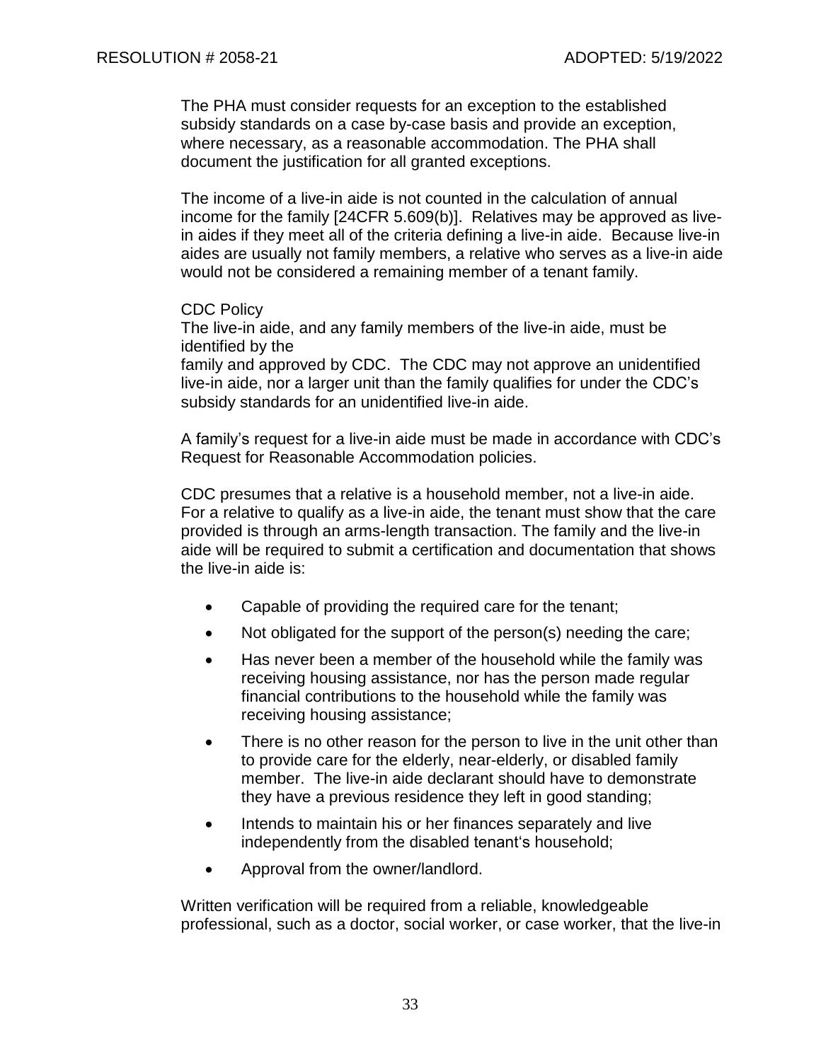The PHA must consider requests for an exception to the established subsidy standards on a case by-case basis and provide an exception, where necessary, as a reasonable accommodation. The PHA shall document the justification for all granted exceptions.

The income of a live-in aide is not counted in the calculation of annual income for the family [24CFR 5.609(b)]. Relatives may be approved as live-in aides if they meet all of the criteria defining a live-in aide. Because live-in aides are usually not family members, a relative who serves as a live-in aide would not be considered a remaining member of a tenant family.

CDC Policy

The live-in aide, and any family members of the live-in aide, must be identified by the family and approved by CDC. The CDC may not approve an unidentified live-in aide, nor a larger unit than the family qualifies for under the CDC's subsidy standards for an unidentified live-in aide.

A family's request for a live-in aide must be made in accordance with CDC's Request for Reasonable Accommodation policies.

CDC presumes that a relative is a household member, not a live-in aide. For a relative to qualify as a live-in aide, the tenant must show that the care provided is through an arms-length transaction. The family and the live-in aide will be required to submit a certification and documentation that shows the live-in aide is:

- Capable of providing the required care for the tenant;
- Not obligated for the support of the person(s) needing the care;
- Has never been a member of the household while the family was receiving housing assistance, nor has the person made regular financial contributions to the household while the family was receiving housing assistance;
- There is no other reason for the person to live in the unit other than to provide care for the elderly, near-elderly, or disabled family member. The live-in aide declarant should have to demonstrate they have a previous residence they left in good standing;
- Intends to maintain his or her finances separately and live independently from the disabled tenant's household;
- Approval from the owner/landlord.

Written verification will be required from a reliable, knowledgeable professional, such as a doctor, social worker, or case worker, that the live-in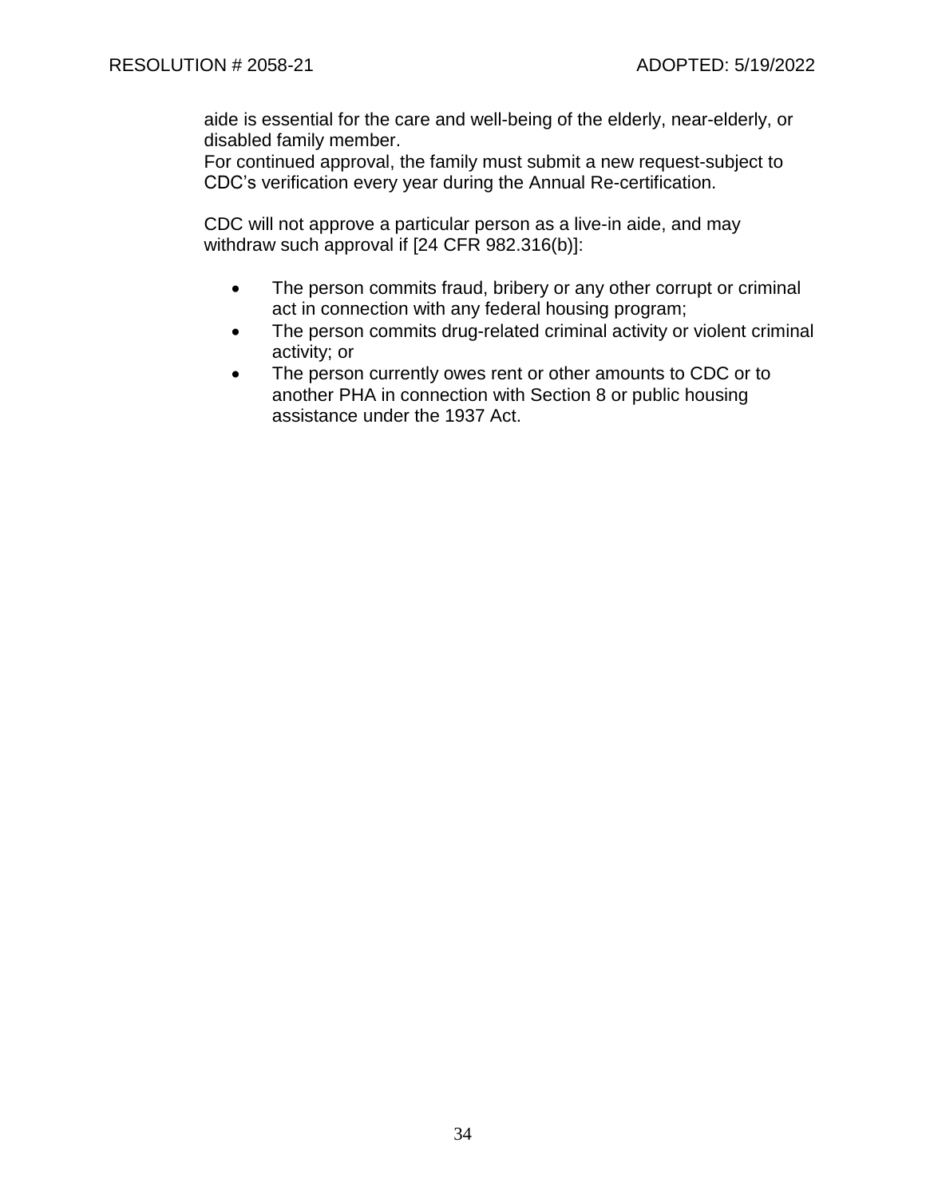aide is essential for the care and well-being of the elderly, near-elderly, or disabled family member.
For continued approval, the family must submit a new request-subject to CDC's verification every year during the Annual Re-certification.

CDC will not approve a particular person as a live-in aide, and may withdraw such approval if [24 CFR 982.316(b)]:

- The person commits fraud, bribery or any other corrupt or criminal act in connection with any federal housing program;
- The person commits drug-related criminal activity or violent criminal activity; or
- The person currently owes rent or other amounts to CDC or to another PHA in connection with Section 8 or public housing assistance under the 1937 Act.